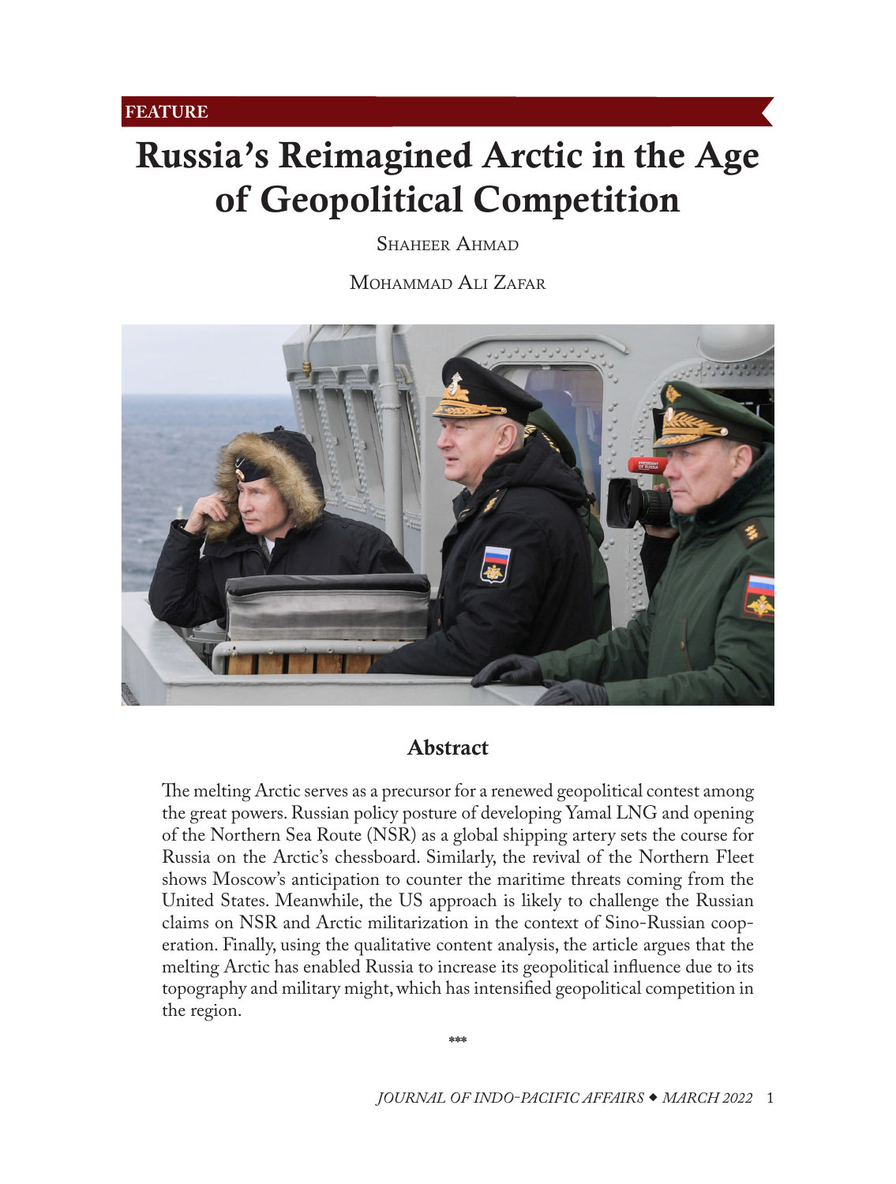FEATURE

# Russia's Reimagined Arctic in the Age of Geopolitical Competition

Shaheer Ahmad

Mohammad Ali Zafar

## Abstract

The melting Arctic serves as a precursor for a renewed geopolitical contest among the great powers. Russian policy posture of developing Yamal LNG and opening of the Northern Sea Route (NSR) as a global shipping artery sets the course for Russia on the Arctic's chessboard. Similarly, the revival of the Northern Fleet shows Moscow's anticipation to counter the maritime threats coming from the United States. Meanwhile, the US approach is likely to challenge the Russian claims on NSR and Arctic militarization in the context of Sino-Russian cooperation. Finally, using the qualitative content analysis, the article argues that the melting Arctic has enabled Russia to increase its geopolitical influence due to its topography and military might, which has intensified geopolitical competition in the region.

\*\*\*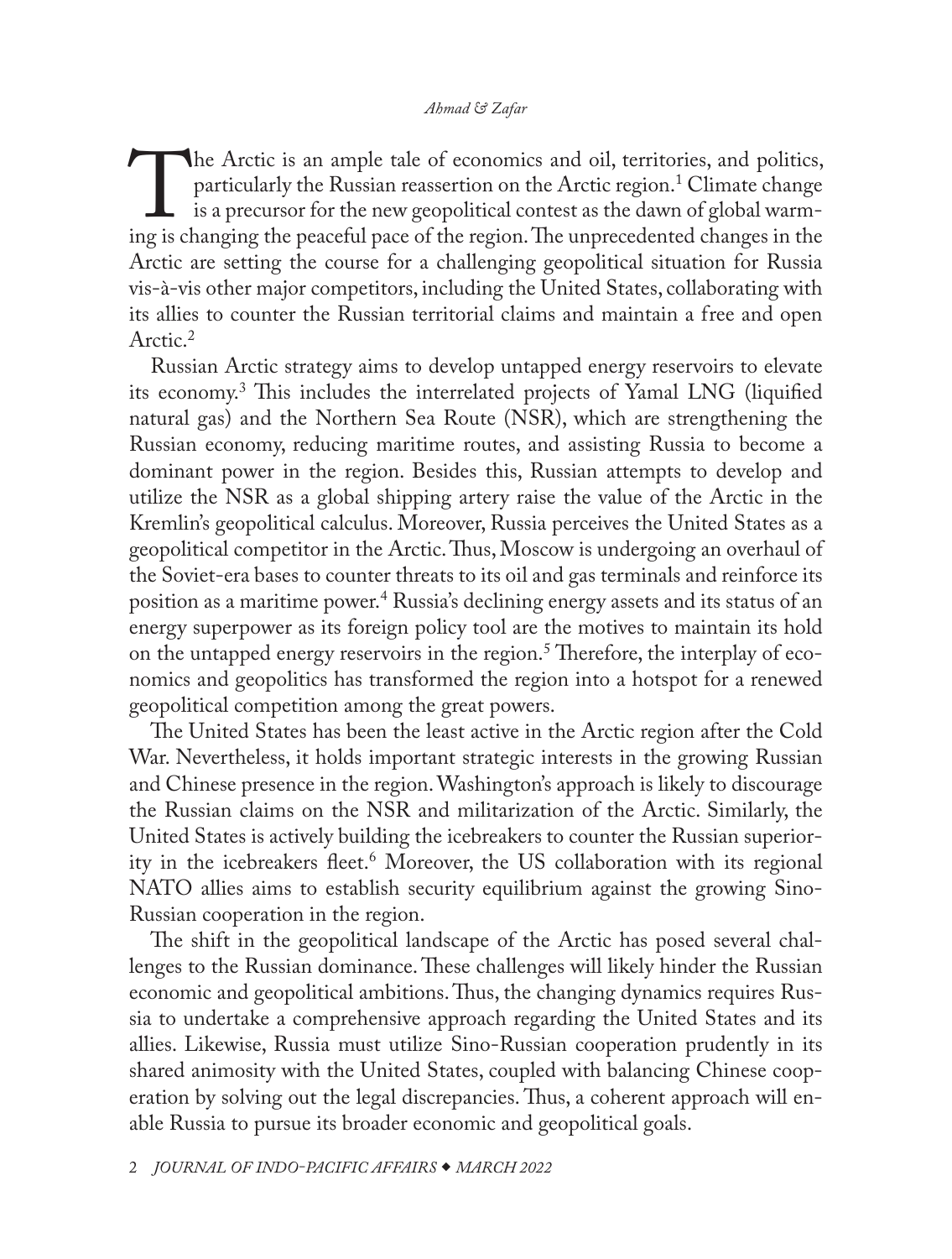The Arctic is an ample tale of economics and oil, territories, and politics, particularly the Russian reassertion on the Arctic region.[1] Climate change is a precursor for the new geopolitical contest as the dawn of global warming is changing the peaceful pace of the region. The unprecedented changes in the Arctic are setting the course for a challenging geopolitical situation for Russia vis-à-vis other major competitors, including the United States, collaborating with its allies to counter the Russian territorial claims and maintain a free and open Arctic.[2]

Russian Arctic strategy aims to develop untapped energy reservoirs to elevate its economy.[3] This includes the interrelated projects of Yamal LNG (liquified natural gas) and the Northern Sea Route (NSR), which are strengthening the Russian economy, reducing maritime routes, and assisting Russia to become a dominant power in the region. Besides this, Russian attempts to develop and utilize the NSR as a global shipping artery raise the value of the Arctic in the Kremlin's geopolitical calculus. Moreover, Russia perceives the United States as a geopolitical competitor in the Arctic. Thus, Moscow is undergoing an overhaul of the Soviet-era bases to counter threats to its oil and gas terminals and reinforce its position as a maritime power.[4] Russia's declining energy assets and its status of an energy superpower as its foreign policy tool are the motives to maintain its hold on the untapped energy reservoirs in the region.[5] Therefore, the interplay of economics and geopolitics has transformed the region into a hotspot for a renewed geopolitical competition among the great powers.

The United States has been the least active in the Arctic region after the Cold War. Nevertheless, it holds important strategic interests in the growing Russian and Chinese presence in the region. Washington's approach is likely to discourage the Russian claims on the NSR and militarization of the Arctic. Similarly, the United States is actively building the icebreakers to counter the Russian superiority in the icebreakers fleet.[6] Moreover, the US collaboration with its regional NATO allies aims to establish security equilibrium against the growing Sino-Russian cooperation in the region.

The shift in the geopolitical landscape of the Arctic has posed several challenges to the Russian dominance. These challenges will likely hinder the Russian economic and geopolitical ambitions. Thus, the changing dynamics requires Russia to undertake a comprehensive approach regarding the United States and its allies. Likewise, Russia must utilize Sino-Russian cooperation prudently in its shared animosity with the United States, coupled with balancing Chinese cooperation by solving out the legal discrepancies. Thus, a coherent approach will enable Russia to pursue its broader economic and geopolitical goals.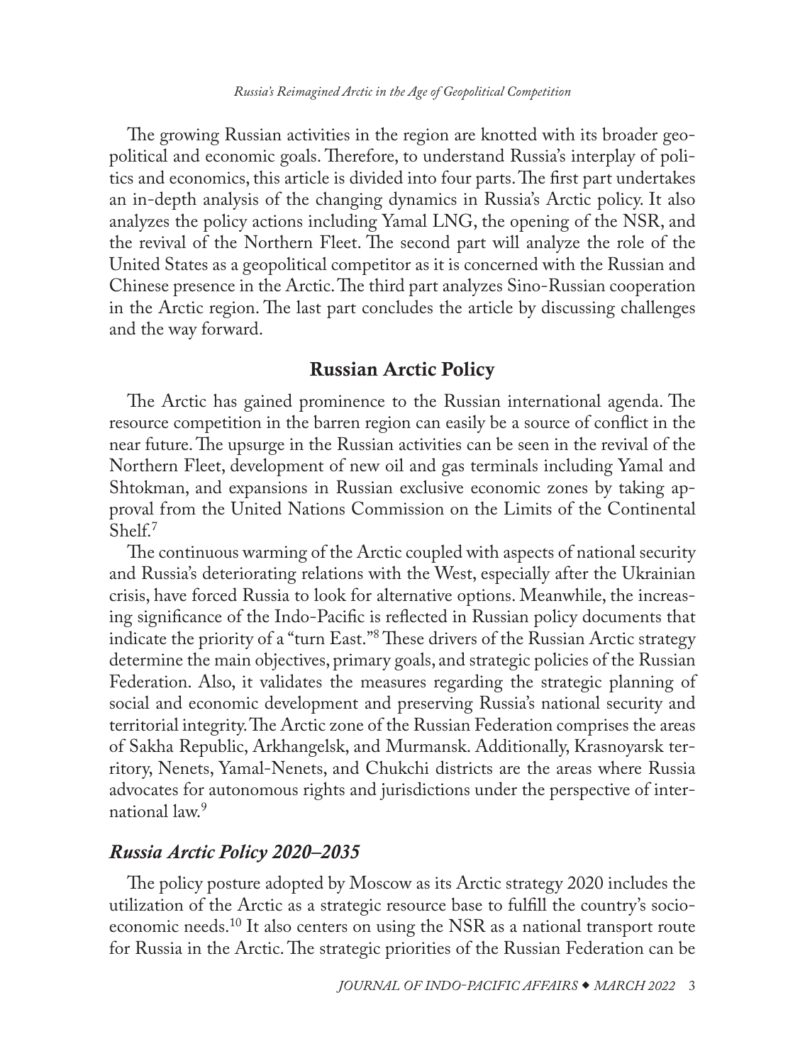The growing Russian activities in the region are knotted with its broader geopolitical and economic goals. Therefore, to understand Russia's interplay of politics and economics, this article is divided into four parts. The first part undertakes an in-depth analysis of the changing dynamics in Russia's Arctic policy. It also analyzes the policy actions including Yamal LNG, the opening of the NSR, and the revival of the Northern Fleet. The second part will analyze the role of the United States as a geopolitical competitor as it is concerned with the Russian and Chinese presence in the Arctic. The third part analyzes Sino-Russian cooperation in the Arctic region. The last part concludes the article by discussing challenges and the way forward.

## Russian Arctic Policy

The Arctic has gained prominence to the Russian international agenda. The resource competition in the barren region can easily be a source of conflict in the near future. The upsurge in the Russian activities can be seen in the revival of the Northern Fleet, development of new oil and gas terminals including Yamal and Shtokman, and expansions in Russian exclusive economic zones by taking approval from the United Nations Commission on the Limits of the Continental Shelf.[7]

The continuous warming of the Arctic coupled with aspects of national security and Russia's deteriorating relations with the West, especially after the Ukrainian crisis, have forced Russia to look for alternative options. Meanwhile, the increasing significance of the Indo-Pacific is reflected in Russian policy documents that indicate the priority of a "turn East."[8] These drivers of the Russian Arctic strategy determine the main objectives, primary goals, and strategic policies of the Russian Federation. Also, it validates the measures regarding the strategic planning of social and economic development and preserving Russia's national security and territorial integrity. The Arctic zone of the Russian Federation comprises the areas of Sakha Republic, Arkhangelsk, and Murmansk. Additionally, Krasnoyarsk territory, Nenets, Yamal-Nenets, and Chukchi districts are the areas where Russia advocates for autonomous rights and jurisdictions under the perspective of international law.[9]

### *Russia Arctic Policy 2020–2035*

The policy posture adopted by Moscow as its Arctic strategy 2020 includes the utilization of the Arctic as a strategic resource base to fulfill the country's socioeconomic needs.[10] It also centers on using the NSR as a national transport route for Russia in the Arctic. The strategic priorities of the Russian Federation can be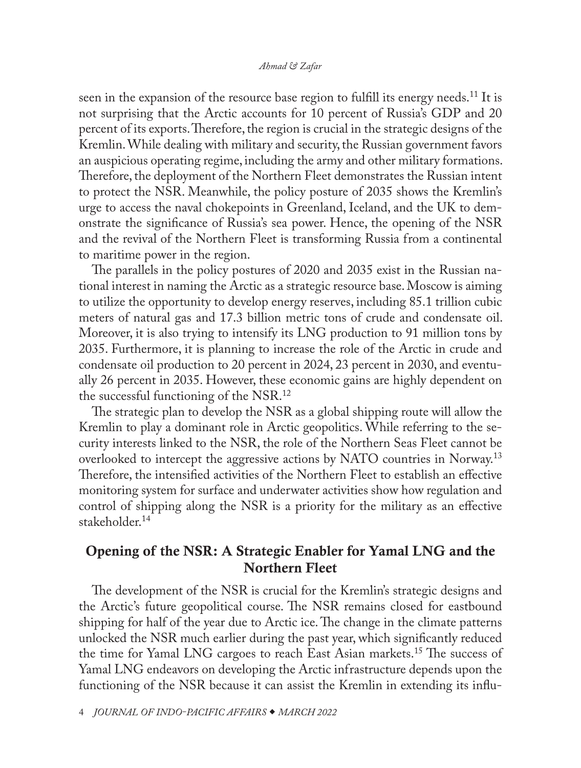seen in the expansion of the resource base region to fulfill its energy needs.[11] It is not surprising that the Arctic accounts for 10 percent of Russia's GDP and 20 percent of its exports. Therefore, the region is crucial in the strategic designs of the Kremlin. While dealing with military and security, the Russian government favors an auspicious operating regime, including the army and other military formations. Therefore, the deployment of the Northern Fleet demonstrates the Russian intent to protect the NSR. Meanwhile, the policy posture of 2035 shows the Kremlin's urge to access the naval chokepoints in Greenland, Iceland, and the UK to demonstrate the significance of Russia's sea power. Hence, the opening of the NSR and the revival of the Northern Fleet is transforming Russia from a continental to maritime power in the region.

The parallels in the policy postures of 2020 and 2035 exist in the Russian national interest in naming the Arctic as a strategic resource base. Moscow is aiming to utilize the opportunity to develop energy reserves, including 85.1 trillion cubic meters of natural gas and 17.3 billion metric tons of crude and condensate oil. Moreover, it is also trying to intensify its LNG production to 91 million tons by 2035. Furthermore, it is planning to increase the role of the Arctic in crude and condensate oil production to 20 percent in 2024, 23 percent in 2030, and eventually 26 percent in 2035. However, these economic gains are highly dependent on the successful functioning of the NSR.[12]

The strategic plan to develop the NSR as a global shipping route will allow the Kremlin to play a dominant role in Arctic geopolitics. While referring to the security interests linked to the NSR, the role of the Northern Seas Fleet cannot be overlooked to intercept the aggressive actions by NATO countries in Norway.[13] Therefore, the intensified activities of the Northern Fleet to establish an effective monitoring system for surface and underwater activities show how regulation and control of shipping along the NSR is a priority for the military as an effective stakeholder.[14]

## Opening of the NSR: A Strategic Enabler for Yamal LNG and the Northern Fleet

The development of the NSR is crucial for the Kremlin's strategic designs and the Arctic's future geopolitical course. The NSR remains closed for eastbound shipping for half of the year due to Arctic ice. The change in the climate patterns unlocked the NSR much earlier during the past year, which significantly reduced the time for Yamal LNG cargoes to reach East Asian markets.[15] The success of Yamal LNG endeavors on developing the Arctic infrastructure depends upon the functioning of the NSR because it can assist the Kremlin in extending its influ-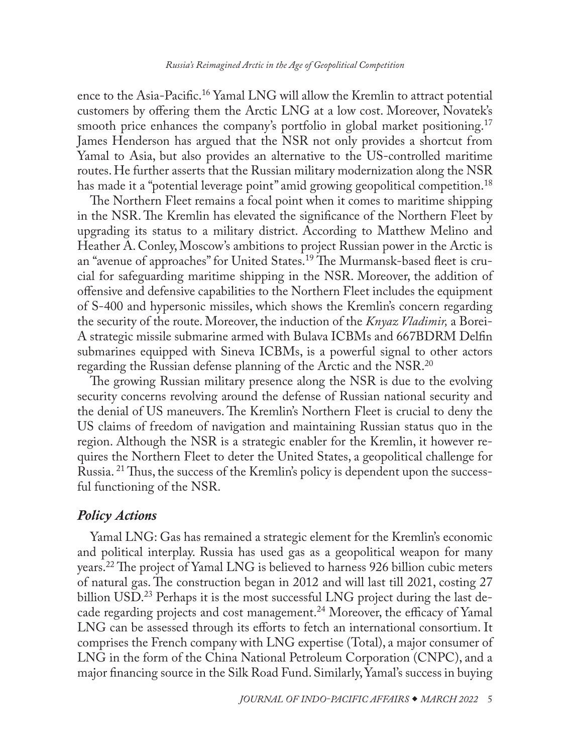ence to the Asia-Pacific.[16] Yamal LNG will allow the Kremlin to attract potential customers by offering them the Arctic LNG at a low cost. Moreover, Novatek's smooth price enhances the company's portfolio in global market positioning.[17] James Henderson has argued that the NSR not only provides a shortcut from Yamal to Asia, but also provides an alternative to the US-controlled maritime routes. He further asserts that the Russian military modernization along the NSR has made it a "potential leverage point" amid growing geopolitical competition.[18]

The Northern Fleet remains a focal point when it comes to maritime shipping in the NSR. The Kremlin has elevated the significance of the Northern Fleet by upgrading its status to a military district. According to Matthew Melino and Heather A. Conley, Moscow's ambitions to project Russian power in the Arctic is an "avenue of approaches" for United States.[19] The Murmansk-based fleet is crucial for safeguarding maritime shipping in the NSR. Moreover, the addition of offensive and defensive capabilities to the Northern Fleet includes the equipment of S-400 and hypersonic missiles, which shows the Kremlin's concern regarding the security of the route. Moreover, the induction of the *Knyaz Vladimir,* a Borei-A strategic missile submarine armed with Bulava ICBMs and 667BDRM Delfin submarines equipped with Sineva ICBMs, is a powerful signal to other actors regarding the Russian defense planning of the Arctic and the NSR.[20]

The growing Russian military presence along the NSR is due to the evolving security concerns revolving around the defense of Russian national security and the denial of US maneuvers. The Kremlin's Northern Fleet is crucial to deny the US claims of freedom of navigation and maintaining Russian status quo in the region. Although the NSR is a strategic enabler for the Kremlin, it however requires the Northern Fleet to deter the United States, a geopolitical challenge for Russia. [21] Thus, the success of the Kremlin's policy is dependent upon the successful functioning of the NSR.

## *Policy Actions*

Yamal LNG: Gas has remained a strategic element for the Kremlin's economic and political interplay. Russia has used gas as a geopolitical weapon for many years.[22] The project of Yamal LNG is believed to harness 926 billion cubic meters of natural gas. The construction began in 2012 and will last till 2021, costing 27 billion USD.[23] Perhaps it is the most successful LNG project during the last decade regarding projects and cost management.[24] Moreover, the efficacy of Yamal LNG can be assessed through its efforts to fetch an international consortium. It comprises the French company with LNG expertise (Total), a major consumer of LNG in the form of the China National Petroleum Corporation (CNPC), and a major financing source in the Silk Road Fund. Similarly, Yamal's success in buying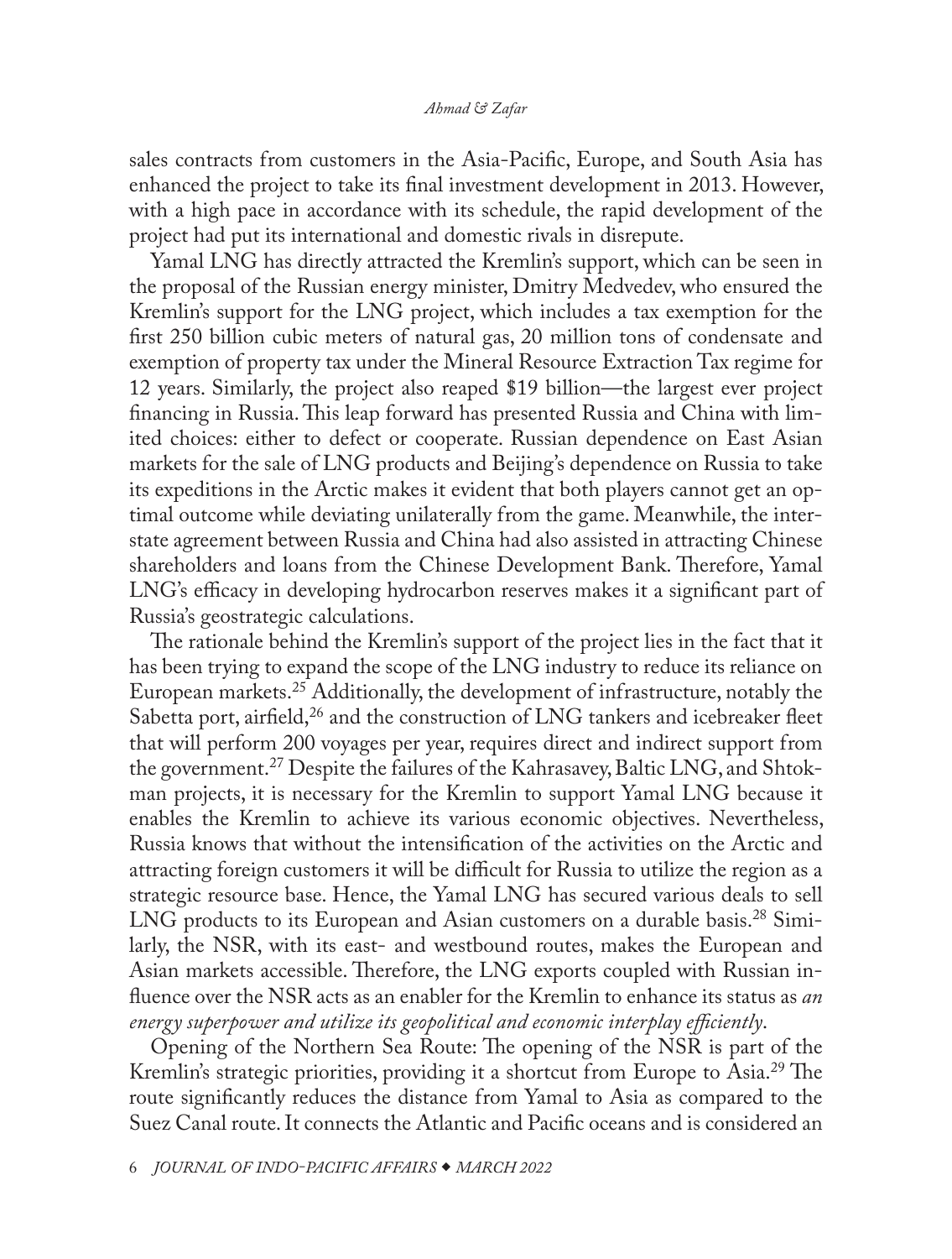sales contracts from customers in the Asia-Pacific, Europe, and South Asia has enhanced the project to take its final investment development in 2013. However, with a high pace in accordance with its schedule, the rapid development of the project had put its international and domestic rivals in disrepute.

Yamal LNG has directly attracted the Kremlin's support, which can be seen in the proposal of the Russian energy minister, Dmitry Medvedev, who ensured the Kremlin's support for the LNG project, which includes a tax exemption for the first 250 billion cubic meters of natural gas, 20 million tons of condensate and exemption of property tax under the Mineral Resource Extraction Tax regime for 12 years. Similarly, the project also reaped \$19 billion—the largest ever project financing in Russia. This leap forward has presented Russia and China with limited choices: either to defect or cooperate. Russian dependence on East Asian markets for the sale of LNG products and Beijing's dependence on Russia to take its expeditions in the Arctic makes it evident that both players cannot get an optimal outcome while deviating unilaterally from the game. Meanwhile, the interstate agreement between Russia and China had also assisted in attracting Chinese shareholders and loans from the Chinese Development Bank. Therefore, Yamal LNG's efficacy in developing hydrocarbon reserves makes it a significant part of Russia's geostrategic calculations.

The rationale behind the Kremlin's support of the project lies in the fact that it has been trying to expand the scope of the LNG industry to reduce its reliance on European markets.[25] Additionally, the development of infrastructure, notably the Sabetta port, airfield,[26] and the construction of LNG tankers and icebreaker fleet that will perform 200 voyages per year, requires direct and indirect support from the government.[27] Despite the failures of the Kahrasavey, Baltic LNG, and Shtokman projects, it is necessary for the Kremlin to support Yamal LNG because it enables the Kremlin to achieve its various economic objectives. Nevertheless, Russia knows that without the intensification of the activities on the Arctic and attracting foreign customers it will be difficult for Russia to utilize the region as a strategic resource base. Hence, the Yamal LNG has secured various deals to sell LNG products to its European and Asian customers on a durable basis.[28] Similarly, the NSR, with its east- and westbound routes, makes the European and Asian markets accessible. Therefore, the LNG exports coupled with Russian influence over the NSR acts as an enabler for the Kremlin to enhance its status as *an energy superpower and utilize its geopolitical and economic interplay efficiently*.

Opening of the Northern Sea Route: The opening of the NSR is part of the Kremlin's strategic priorities, providing it a shortcut from Europe to Asia.[29] The route significantly reduces the distance from Yamal to Asia as compared to the Suez Canal route. It connects the Atlantic and Pacific oceans and is considered an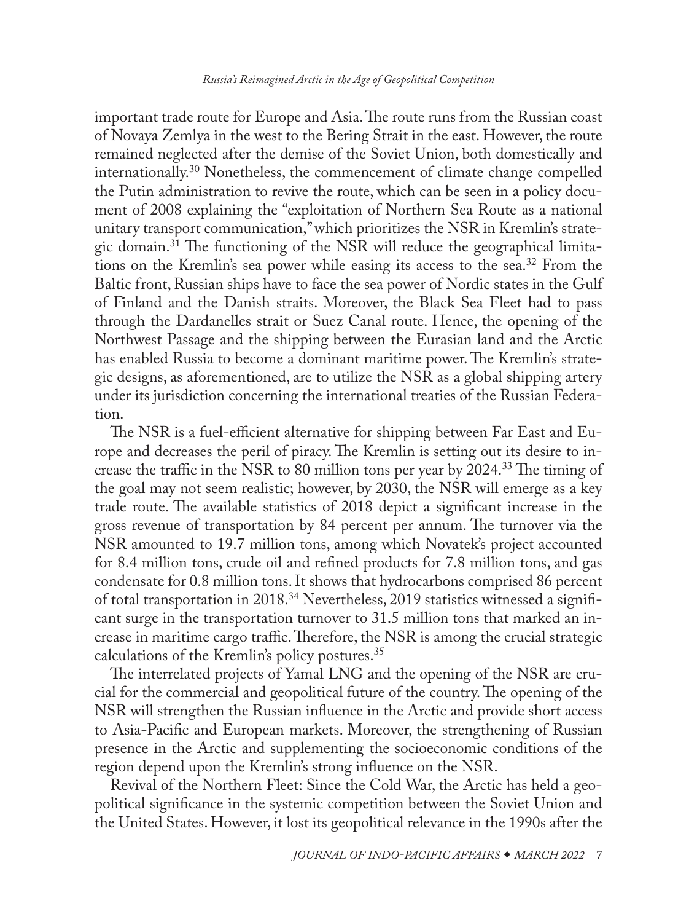important trade route for Europe and Asia. The route runs from the Russian coast of Novaya Zemlya in the west to the Bering Strait in the east. However, the route remained neglected after the demise of the Soviet Union, both domestically and internationally.[30] Nonetheless, the commencement of climate change compelled the Putin administration to revive the route, which can be seen in a policy document of 2008 explaining the "exploitation of Northern Sea Route as a national unitary transport communication," which prioritizes the NSR in Kremlin's strategic domain.[31] The functioning of the NSR will reduce the geographical limitations on the Kremlin's sea power while easing its access to the sea.[32] From the Baltic front, Russian ships have to face the sea power of Nordic states in the Gulf of Finland and the Danish straits. Moreover, the Black Sea Fleet had to pass through the Dardanelles strait or Suez Canal route. Hence, the opening of the Northwest Passage and the shipping between the Eurasian land and the Arctic has enabled Russia to become a dominant maritime power. The Kremlin's strategic designs, as aforementioned, are to utilize the NSR as a global shipping artery under its jurisdiction concerning the international treaties of the Russian Federation.

The NSR is a fuel-efficient alternative for shipping between Far East and Europe and decreases the peril of piracy. The Kremlin is setting out its desire to increase the traffic in the NSR to 80 million tons per year by 2024.[33] The timing of the goal may not seem realistic; however, by 2030, the NSR will emerge as a key trade route. The available statistics of 2018 depict a significant increase in the gross revenue of transportation by 84 percent per annum. The turnover via the NSR amounted to 19.7 million tons, among which Novatek's project accounted for 8.4 million tons, crude oil and refined products for 7.8 million tons, and gas condensate for 0.8 million tons. It shows that hydrocarbons comprised 86 percent of total transportation in 2018.[34] Nevertheless, 2019 statistics witnessed a significant surge in the transportation turnover to 31.5 million tons that marked an increase in maritime cargo traffic. Therefore, the NSR is among the crucial strategic calculations of the Kremlin's policy postures.[35]

The interrelated projects of Yamal LNG and the opening of the NSR are crucial for the commercial and geopolitical future of the country. The opening of the NSR will strengthen the Russian influence in the Arctic and provide short access to Asia-Pacific and European markets. Moreover, the strengthening of Russian presence in the Arctic and supplementing the socioeconomic conditions of the region depend upon the Kremlin's strong influence on the NSR.

Revival of the Northern Fleet: Since the Cold War, the Arctic has held a geopolitical significance in the systemic competition between the Soviet Union and the United States. However, it lost its geopolitical relevance in the 1990s after the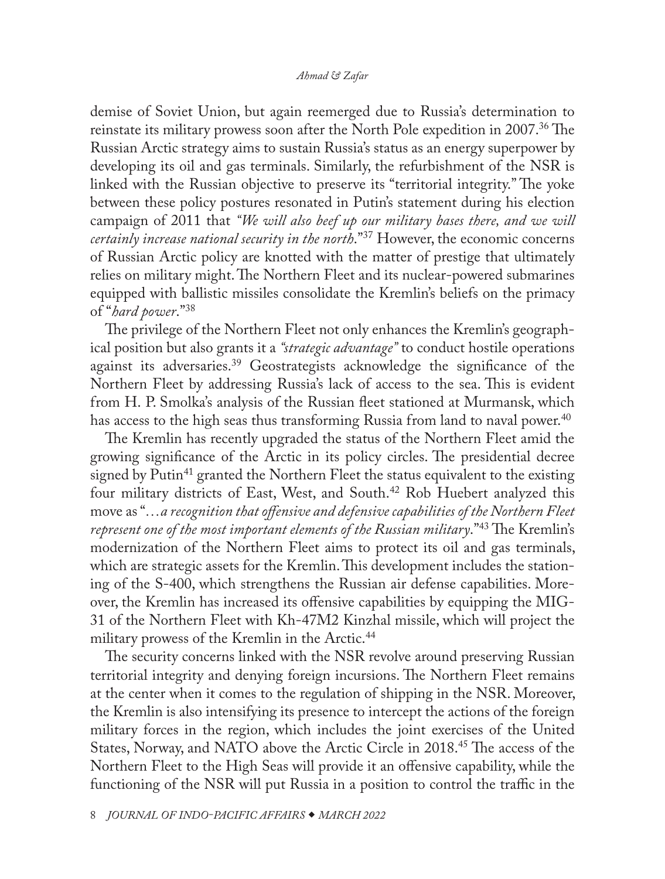demise of Soviet Union, but again reemerged due to Russia's determination to reinstate its military prowess soon after the North Pole expedition in 2007.[36] The Russian Arctic strategy aims to sustain Russia's status as an energy superpower by developing its oil and gas terminals. Similarly, the refurbishment of the NSR is linked with the Russian objective to preserve its "territorial integrity." The yoke between these policy postures resonated in Putin's statement during his election campaign of 2011 that *"We will also beef up our military bases there, and we will certainly increase national security in the north*."[37] However, the economic concerns of Russian Arctic policy are knotted with the matter of prestige that ultimately relies on military might. The Northern Fleet and its nuclear-powered submarines equipped with ballistic missiles consolidate the Kremlin's beliefs on the primacy of "*hard power*."[38]

The privilege of the Northern Fleet not only enhances the Kremlin's geographical position but also grants it a *"strategic advantage"* to conduct hostile operations against its adversaries.[39] Geostrategists acknowledge the significance of the Northern Fleet by addressing Russia's lack of access to the sea. This is evident from H. P. Smolka's analysis of the Russian fleet stationed at Murmansk, which has access to the high seas thus transforming Russia from land to naval power.[40]

The Kremlin has recently upgraded the status of the Northern Fleet amid the growing significance of the Arctic in its policy circles. The presidential decree signed by Putin[41] granted the Northern Fleet the status equivalent to the existing four military districts of East, West, and South.[42] Rob Huebert analyzed this move as "*…a recognition that offensive and defensive capabilities of the Northern Fleet represent one of the most important elements of the Russian military*."[43] The Kremlin's modernization of the Northern Fleet aims to protect its oil and gas terminals, which are strategic assets for the Kremlin. This development includes the stationing of the S-400, which strengthens the Russian air defense capabilities. Moreover, the Kremlin has increased its offensive capabilities by equipping the MIG-31 of the Northern Fleet with Kh-47M2 Kinzhal missile, which will project the military prowess of the Kremlin in the Arctic.[44]

The security concerns linked with the NSR revolve around preserving Russian territorial integrity and denying foreign incursions. The Northern Fleet remains at the center when it comes to the regulation of shipping in the NSR. Moreover, the Kremlin is also intensifying its presence to intercept the actions of the foreign military forces in the region, which includes the joint exercises of the United States, Norway, and NATO above the Arctic Circle in 2018.[45] The access of the Northern Fleet to the High Seas will provide it an offensive capability, while the functioning of the NSR will put Russia in a position to control the traffic in the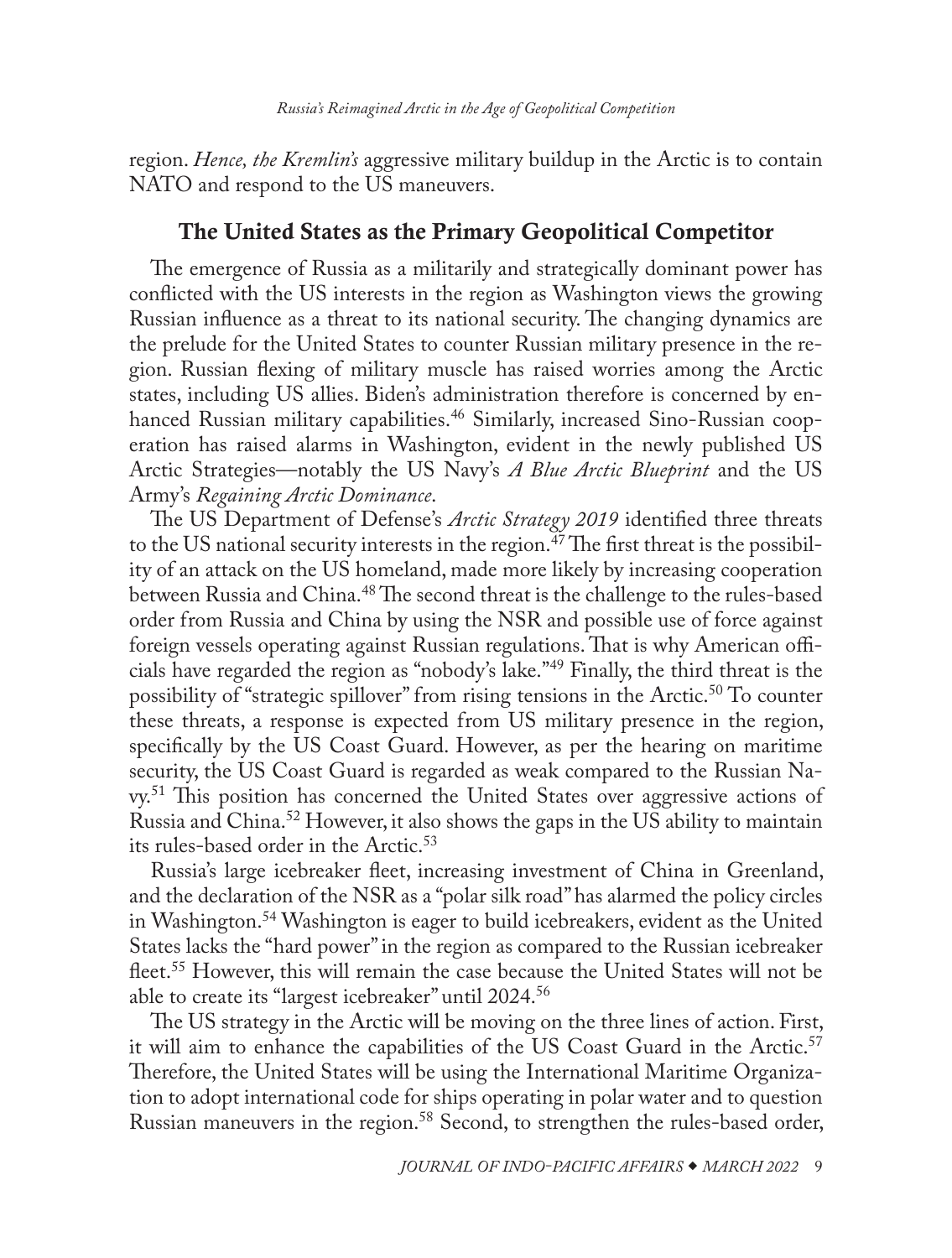region. *Hence, the Kremlin's* aggressive military buildup in the Arctic is to contain NATO and respond to the US maneuvers.

## The United States as the Primary Geopolitical Competitor

The emergence of Russia as a militarily and strategically dominant power has conflicted with the US interests in the region as Washington views the growing Russian influence as a threat to its national security. The changing dynamics are the prelude for the United States to counter Russian military presence in the region. Russian flexing of military muscle has raised worries among the Arctic states, including US allies. Biden's administration therefore is concerned by enhanced Russian military capabilities.[46] Similarly, increased Sino-Russian cooperation has raised alarms in Washington, evident in the newly published US Arctic Strategies—notably the US Navy's *A Blue Arctic Blueprint* and the US Army's *Regaining Arctic Dominance*.

The US Department of Defense's *Arctic Strategy 2019* identified three threats to the US national security interests in the region.[47] The first threat is the possibility of an attack on the US homeland, made more likely by increasing cooperation between Russia and China.[48] The second threat is the challenge to the rules-based order from Russia and China by using the NSR and possible use of force against foreign vessels operating against Russian regulations. That is why American officials have regarded the region as "nobody's lake."[49] Finally, the third threat is the possibility of "strategic spillover" from rising tensions in the Arctic.[50] To counter these threats, a response is expected from US military presence in the region, specifically by the US Coast Guard. However, as per the hearing on maritime security, the US Coast Guard is regarded as weak compared to the Russian Navy.[51] This position has concerned the United States over aggressive actions of Russia and China.[52] However, it also shows the gaps in the US ability to maintain its rules-based order in the Arctic.[53]

Russia's large icebreaker fleet, increasing investment of China in Greenland, and the declaration of the NSR as a "polar silk road" has alarmed the policy circles in Washington.[54] Washington is eager to build icebreakers, evident as the United States lacks the "hard power" in the region as compared to the Russian icebreaker fleet.[55] However, this will remain the case because the United States will not be able to create its "largest icebreaker" until 2024.[56]

The US strategy in the Arctic will be moving on the three lines of action. First, it will aim to enhance the capabilities of the US Coast Guard in the Arctic.[57] Therefore, the United States will be using the International Maritime Organization to adopt international code for ships operating in polar water and to question Russian maneuvers in the region.[58] Second, to strengthen the rules-based order,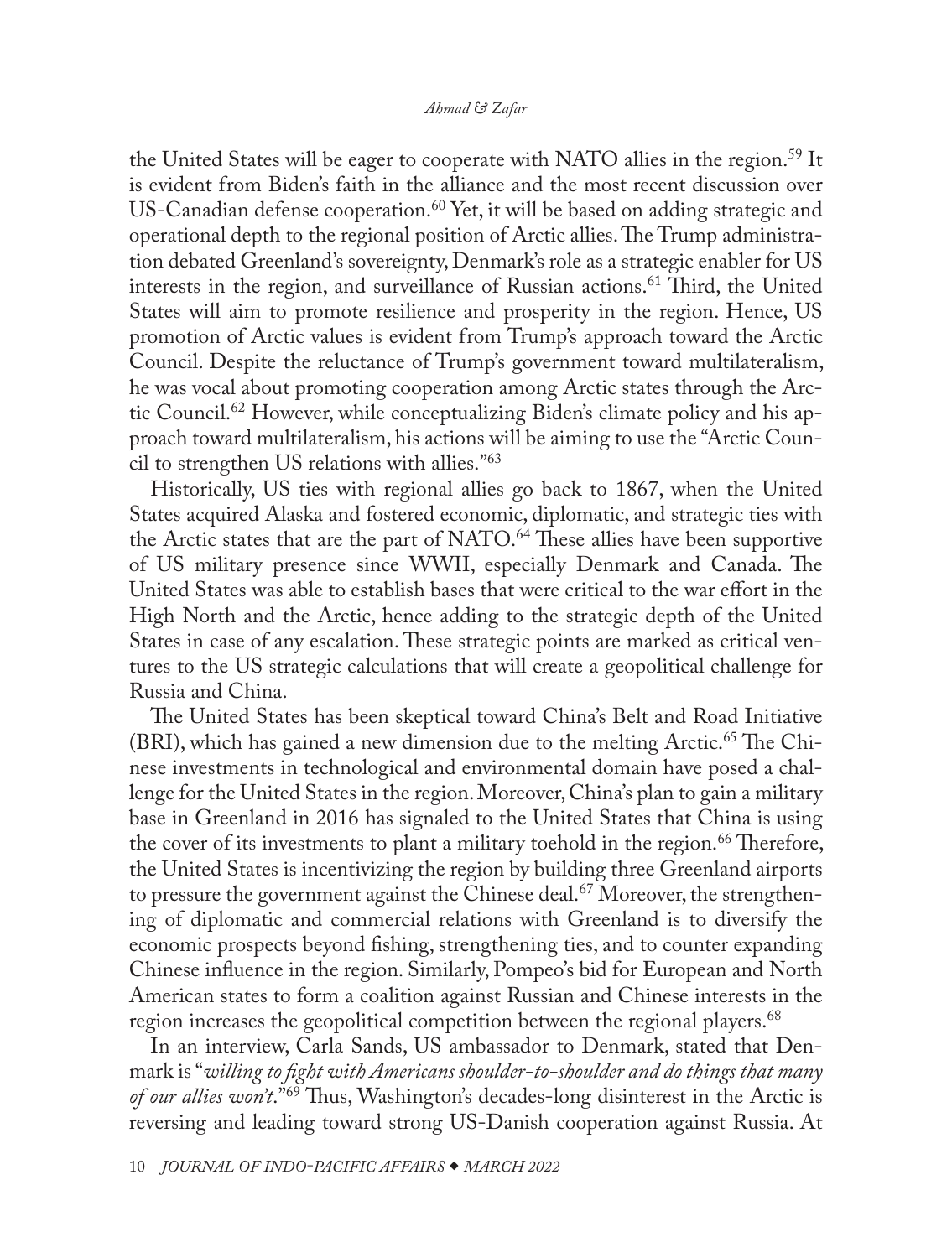the United States will be eager to cooperate with NATO allies in the region.[59] It is evident from Biden's faith in the alliance and the most recent discussion over US-Canadian defense cooperation.[60] Yet, it will be based on adding strategic and operational depth to the regional position of Arctic allies. The Trump administration debated Greenland's sovereignty, Denmark's role as a strategic enabler for US interests in the region, and surveillance of Russian actions.[61] Third, the United States will aim to promote resilience and prosperity in the region. Hence, US promotion of Arctic values is evident from Trump's approach toward the Arctic Council. Despite the reluctance of Trump's government toward multilateralism, he was vocal about promoting cooperation among Arctic states through the Arctic Council.[62] However, while conceptualizing Biden's climate policy and his approach toward multilateralism, his actions will be aiming to use the "Arctic Council to strengthen US relations with allies."[63]

Historically, US ties with regional allies go back to 1867, when the United States acquired Alaska and fostered economic, diplomatic, and strategic ties with the Arctic states that are the part of NATO.[64] These allies have been supportive of US military presence since WWII, especially Denmark and Canada. The United States was able to establish bases that were critical to the war effort in the High North and the Arctic, hence adding to the strategic depth of the United States in case of any escalation. These strategic points are marked as critical ventures to the US strategic calculations that will create a geopolitical challenge for Russia and China.

The United States has been skeptical toward China's Belt and Road Initiative (BRI), which has gained a new dimension due to the melting Arctic.[65] The Chinese investments in technological and environmental domain have posed a challenge for the United States in the region. Moreover, China's plan to gain a military base in Greenland in 2016 has signaled to the United States that China is using the cover of its investments to plant a military toehold in the region.[66] Therefore, the United States is incentivizing the region by building three Greenland airports to pressure the government against the Chinese deal.[67] Moreover, the strengthening of diplomatic and commercial relations with Greenland is to diversify the economic prospects beyond fishing, strengthening ties, and to counter expanding Chinese influence in the region. Similarly, Pompeo's bid for European and North American states to form a coalition against Russian and Chinese interests in the region increases the geopolitical competition between the regional players.[68]

In an interview, Carla Sands, US ambassador to Denmark, stated that Denmark is "*willing to fight with Americans shoulder-to-shoulder and do things that many of our allies won't*."[69] Thus, Washington's decades-long disinterest in the Arctic is reversing and leading toward strong US-Danish cooperation against Russia. At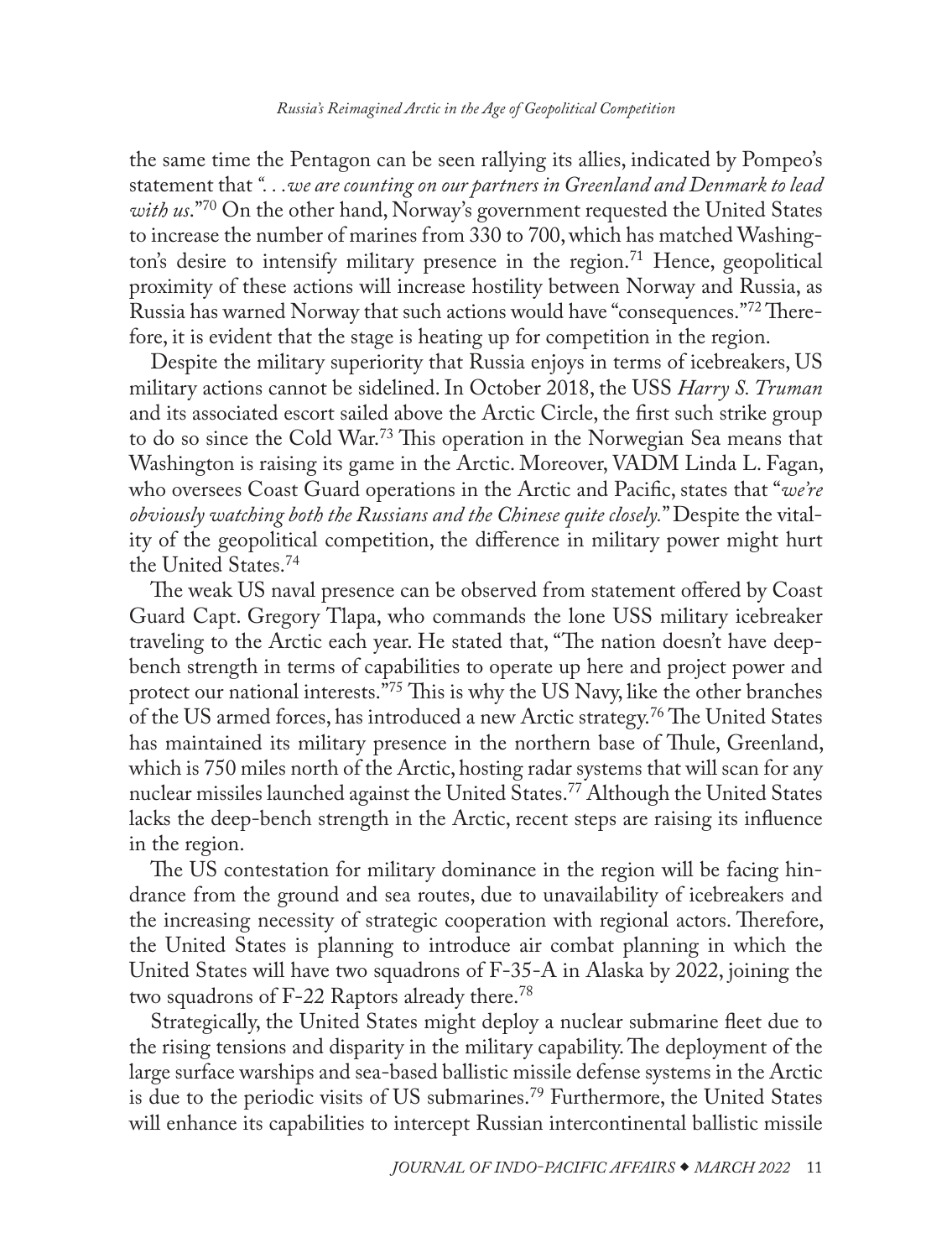the same time the Pentagon can be seen rallying its allies, indicated by Pompeo's statement that *". . .we are counting on our partners in Greenland and Denmark to lead with us*."[70] On the other hand, Norway's government requested the United States to increase the number of marines from 330 to 700, which has matched Washington's desire to intensify military presence in the region.[71] Hence, geopolitical proximity of these actions will increase hostility between Norway and Russia, as Russia has warned Norway that such actions would have "consequences."[72] Therefore, it is evident that the stage is heating up for competition in the region.

Despite the military superiority that Russia enjoys in terms of icebreakers, US military actions cannot be sidelined. In October 2018, the USS *Harry S. Truman* and its associated escort sailed above the Arctic Circle, the first such strike group to do so since the Cold War.[73] This operation in the Norwegian Sea means that Washington is raising its game in the Arctic. Moreover, VADM Linda L. Fagan, who oversees Coast Guard operations in the Arctic and Pacific, states that "*we're obviously watching both the Russians and the Chinese quite closely*." Despite the vitality of the geopolitical competition, the difference in military power might hurt the United States.[74]

The weak US naval presence can be observed from statement offered by Coast Guard Capt. Gregory Tlapa, who commands the lone USS military icebreaker traveling to the Arctic each year. He stated that, "The nation doesn't have deep-bench strength in terms of capabilities to operate up here and project power and protect our national interests."[75] This is why the US Navy, like the other branches of the US armed forces, has introduced a new Arctic strategy.[76] The United States has maintained its military presence in the northern base of Thule, Greenland, which is 750 miles north of the Arctic, hosting radar systems that will scan for any nuclear missiles launched against the United States.[77] Although the United States lacks the deep-bench strength in the Arctic, recent steps are raising its influence in the region.

The US contestation for military dominance in the region will be facing hindrance from the ground and sea routes, due to unavailability of icebreakers and the increasing necessity of strategic cooperation with regional actors. Therefore, the United States is planning to introduce air combat planning in which the United States will have two squadrons of F-35-A in Alaska by 2022, joining the two squadrons of F-22 Raptors already there.[78]

Strategically, the United States might deploy a nuclear submarine fleet due to the rising tensions and disparity in the military capability. The deployment of the large surface warships and sea-based ballistic missile defense systems in the Arctic is due to the periodic visits of US submarines.[79] Furthermore, the United States will enhance its capabilities to intercept Russian intercontinental ballistic missile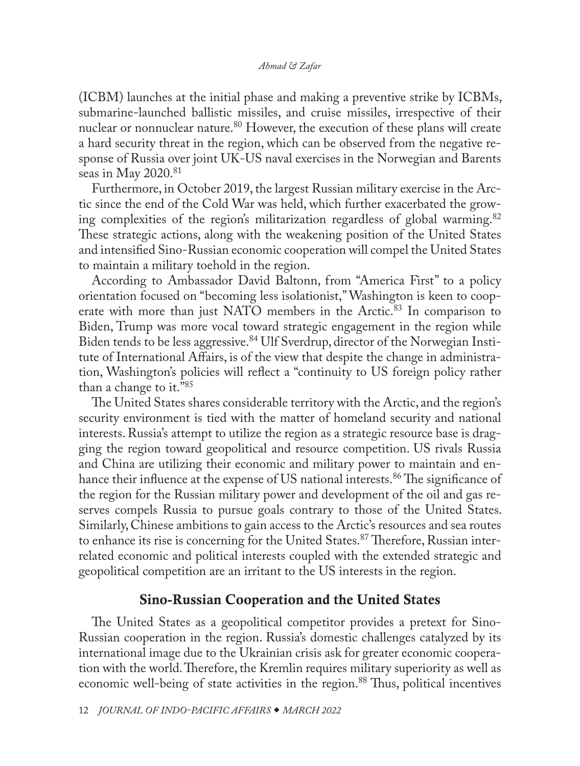(ICBM) launches at the initial phase and making a preventive strike by ICBMs, submarine-launched ballistic missiles, and cruise missiles, irrespective of their nuclear or nonnuclear nature.[80] However, the execution of these plans will create a hard security threat in the region, which can be observed from the negative response of Russia over joint UK-US naval exercises in the Norwegian and Barents seas in May 2020.[81]

Furthermore, in October 2019, the largest Russian military exercise in the Arctic since the end of the Cold War was held, which further exacerbated the growing complexities of the region's militarization regardless of global warming.[82] These strategic actions, along with the weakening position of the United States and intensified Sino-Russian economic cooperation will compel the United States to maintain a military toehold in the region.

According to Ambassador David Baltonn, from "America First" to a policy orientation focused on "becoming less isolationist," Washington is keen to cooperate with more than just NATO members in the Arctic.[83] In comparison to Biden, Trump was more vocal toward strategic engagement in the region while Biden tends to be less aggressive.[84] Ulf Sverdrup, director of the Norwegian Institute of International Affairs, is of the view that despite the change in administration, Washington's policies will reflect a "continuity to US foreign policy rather than a change to it."[85]

The United States shares considerable territory with the Arctic, and the region's security environment is tied with the matter of homeland security and national interests. Russia's attempt to utilize the region as a strategic resource base is dragging the region toward geopolitical and resource competition. US rivals Russia and China are utilizing their economic and military power to maintain and enhance their influence at the expense of US national interests.[86] The significance of the region for the Russian military power and development of the oil and gas reserves compels Russia to pursue goals contrary to those of the United States. Similarly, Chinese ambitions to gain access to the Arctic's resources and sea routes to enhance its rise is concerning for the United States.[87] Therefore, Russian interrelated economic and political interests coupled with the extended strategic and geopolitical competition are an irritant to the US interests in the region.

## Sino-Russian Cooperation and the United States

The United States as a geopolitical competitor provides a pretext for Sino-Russian cooperation in the region. Russia's domestic challenges catalyzed by its international image due to the Ukrainian crisis ask for greater economic cooperation with the world. Therefore, the Kremlin requires military superiority as well as economic well-being of state activities in the region.[88] Thus, political incentives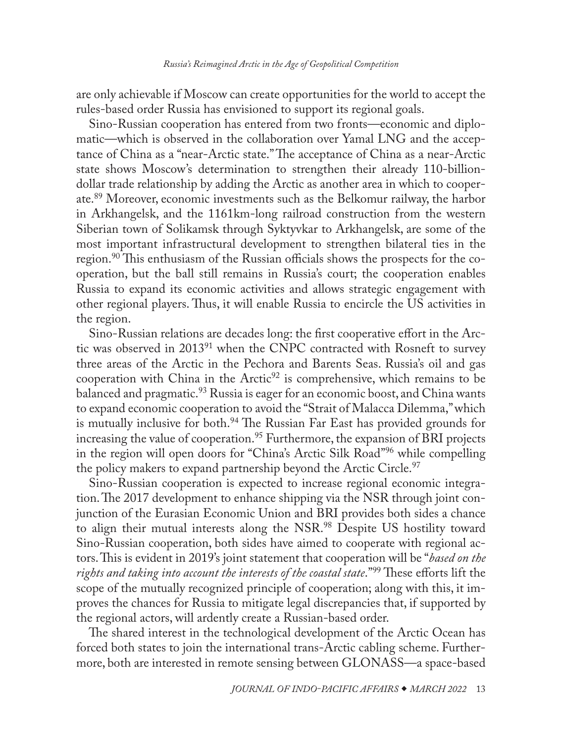are only achievable if Moscow can create opportunities for the world to accept the rules-based order Russia has envisioned to support its regional goals.

Sino-Russian cooperation has entered from two fronts—economic and diplomatic—which is observed in the collaboration over Yamal LNG and the acceptance of China as a "near-Arctic state." The acceptance of China as a near-Arctic state shows Moscow's determination to strengthen their already 110-billion-dollar trade relationship by adding the Arctic as another area in which to cooperate.[89] Moreover, economic investments such as the Belkomur railway, the harbor in Arkhangelsk, and the 1161km-long railroad construction from the western Siberian town of Solikamsk through Syktyvkar to Arkhangelsk, are some of the most important infrastructural development to strengthen bilateral ties in the region.[90] This enthusiasm of the Russian officials shows the prospects for the cooperation, but the ball still remains in Russia's court; the cooperation enables Russia to expand its economic activities and allows strategic engagement with other regional players. Thus, it will enable Russia to encircle the US activities in the region.

Sino-Russian relations are decades long: the first cooperative effort in the Arctic was observed in 2013[91] when the CNPC contracted with Rosneft to survey three areas of the Arctic in the Pechora and Barents Seas. Russia's oil and gas cooperation with China in the Arctic[92] is comprehensive, which remains to be balanced and pragmatic.[93] Russia is eager for an economic boost, and China wants to expand economic cooperation to avoid the "Strait of Malacca Dilemma," which is mutually inclusive for both.[94] The Russian Far East has provided grounds for increasing the value of cooperation.[95] Furthermore, the expansion of BRI projects in the region will open doors for "China's Arctic Silk Road"[96] while compelling the policy makers to expand partnership beyond the Arctic Circle.[97]

Sino-Russian cooperation is expected to increase regional economic integration. The 2017 development to enhance shipping via the NSR through joint conjunction of the Eurasian Economic Union and BRI provides both sides a chance to align their mutual interests along the NSR.[98] Despite US hostility toward Sino-Russian cooperation, both sides have aimed to cooperate with regional actors. This is evident in 2019's joint statement that cooperation will be "*based on the rights and taking into account the interests of the coastal state*."[99] These efforts lift the scope of the mutually recognized principle of cooperation; along with this, it improves the chances for Russia to mitigate legal discrepancies that, if supported by the regional actors, will ardently create a Russian-based order.

The shared interest in the technological development of the Arctic Ocean has forced both states to join the international trans-Arctic cabling scheme. Furthermore, both are interested in remote sensing between GLONASS—a space-based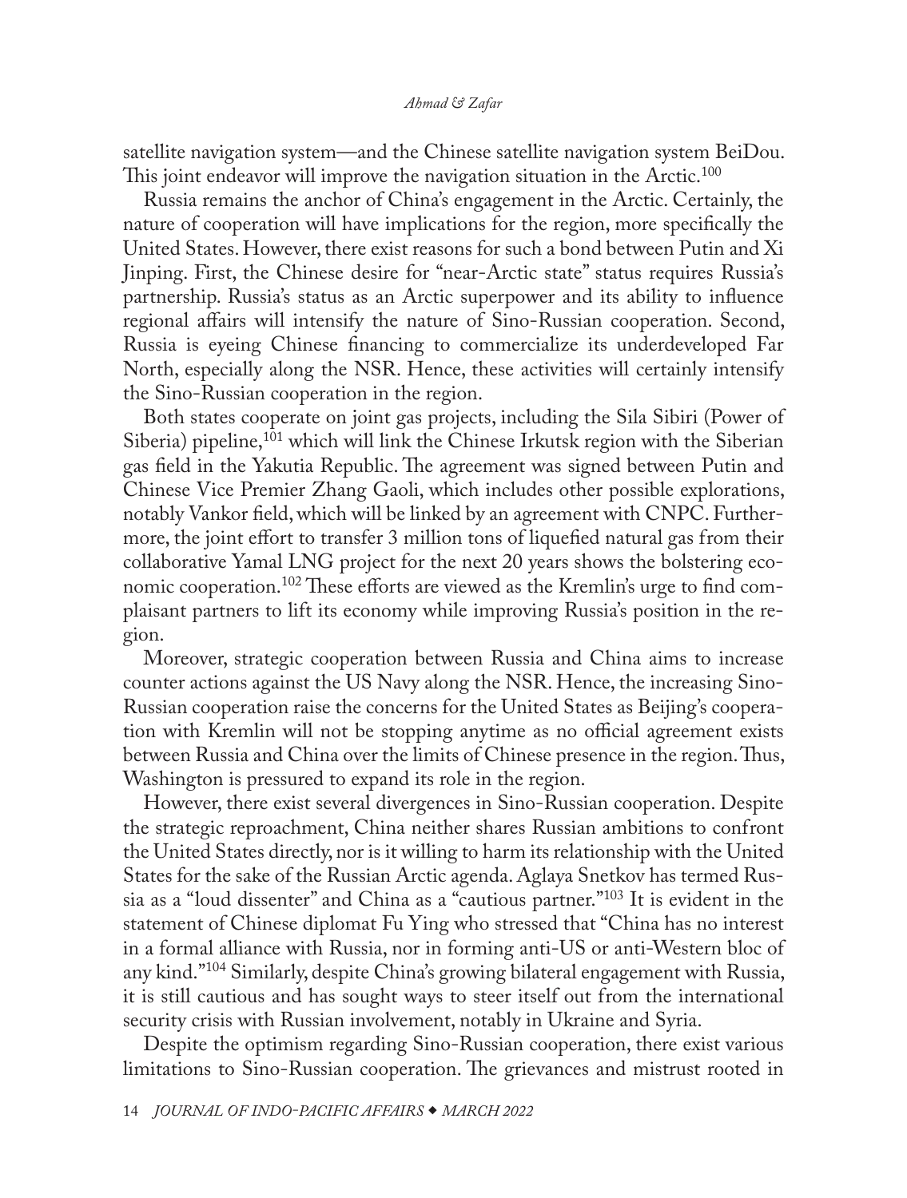satellite navigation system—and the Chinese satellite navigation system BeiDou. This joint endeavor will improve the navigation situation in the Arctic.[100]

Russia remains the anchor of China's engagement in the Arctic. Certainly, the nature of cooperation will have implications for the region, more specifically the United States. However, there exist reasons for such a bond between Putin and Xi Jinping. First, the Chinese desire for "near-Arctic state" status requires Russia's partnership. Russia's status as an Arctic superpower and its ability to influence regional affairs will intensify the nature of Sino-Russian cooperation. Second, Russia is eyeing Chinese financing to commercialize its underdeveloped Far North, especially along the NSR. Hence, these activities will certainly intensify the Sino-Russian cooperation in the region.

Both states cooperate on joint gas projects, including the Sila Sibiri (Power of Siberia) pipeline,[101] which will link the Chinese Irkutsk region with the Siberian gas field in the Yakutia Republic. The agreement was signed between Putin and Chinese Vice Premier Zhang Gaoli, which includes other possible explorations, notably Vankor field, which will be linked by an agreement with CNPC. Furthermore, the joint effort to transfer 3 million tons of liquefied natural gas from their collaborative Yamal LNG project for the next 20 years shows the bolstering economic cooperation.[102] These efforts are viewed as the Kremlin's urge to find complaisant partners to lift its economy while improving Russia's position in the region.

Moreover, strategic cooperation between Russia and China aims to increase counter actions against the US Navy along the NSR. Hence, the increasing Sino-Russian cooperation raise the concerns for the United States as Beijing's cooperation with Kremlin will not be stopping anytime as no official agreement exists between Russia and China over the limits of Chinese presence in the region. Thus, Washington is pressured to expand its role in the region.

However, there exist several divergences in Sino-Russian cooperation. Despite the strategic reproachment, China neither shares Russian ambitions to confront the United States directly, nor is it willing to harm its relationship with the United States for the sake of the Russian Arctic agenda. Aglaya Snetkov has termed Russia as a "loud dissenter" and China as a "cautious partner."[103] It is evident in the statement of Chinese diplomat Fu Ying who stressed that "China has no interest in a formal alliance with Russia, nor in forming anti-US or anti-Western bloc of any kind."[104] Similarly, despite China's growing bilateral engagement with Russia, it is still cautious and has sought ways to steer itself out from the international security crisis with Russian involvement, notably in Ukraine and Syria.

Despite the optimism regarding Sino-Russian cooperation, there exist various limitations to Sino-Russian cooperation. The grievances and mistrust rooted in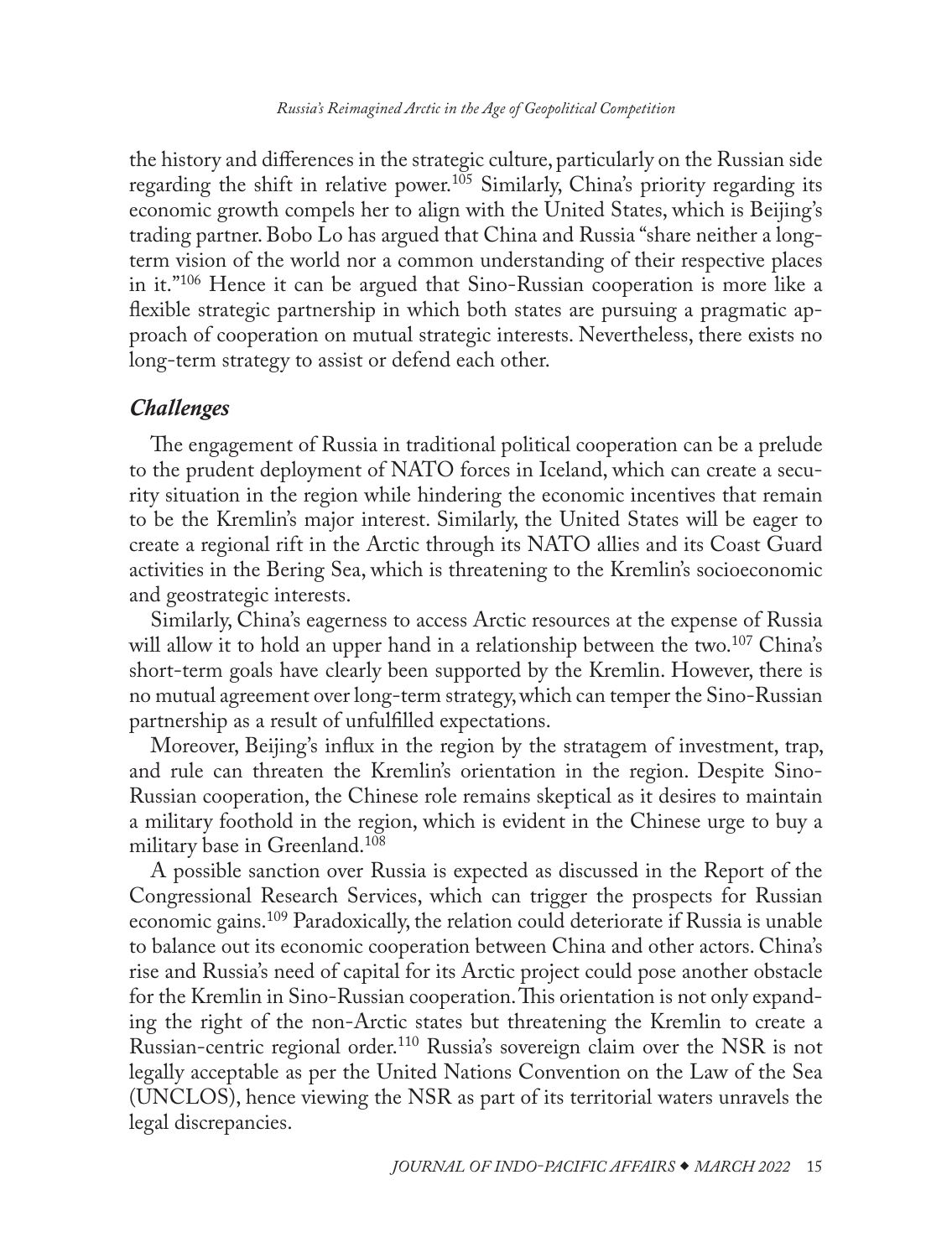the history and differences in the strategic culture, particularly on the Russian side regarding the shift in relative power.[105] Similarly, China's priority regarding its economic growth compels her to align with the United States, which is Beijing's trading partner. Bobo Lo has argued that China and Russia "share neither a long-term vision of the world nor a common understanding of their respective places in it."[106] Hence it can be argued that Sino-Russian cooperation is more like a flexible strategic partnership in which both states are pursuing a pragmatic approach of cooperation on mutual strategic interests. Nevertheless, there exists no long-term strategy to assist or defend each other.

### *Challenges*

The engagement of Russia in traditional political cooperation can be a prelude to the prudent deployment of NATO forces in Iceland, which can create a security situation in the region while hindering the economic incentives that remain to be the Kremlin's major interest. Similarly, the United States will be eager to create a regional rift in the Arctic through its NATO allies and its Coast Guard activities in the Bering Sea, which is threatening to the Kremlin's socioeconomic and geostrategic interests.

Similarly, China's eagerness to access Arctic resources at the expense of Russia will allow it to hold an upper hand in a relationship between the two.[107] China's short-term goals have clearly been supported by the Kremlin. However, there is no mutual agreement over long-term strategy, which can temper the Sino-Russian partnership as a result of unfulfilled expectations.

Moreover, Beijing's influx in the region by the stratagem of investment, trap, and rule can threaten the Kremlin's orientation in the region. Despite Sino-Russian cooperation, the Chinese role remains skeptical as it desires to maintain a military foothold in the region, which is evident in the Chinese urge to buy a military base in Greenland.[108]

A possible sanction over Russia is expected as discussed in the Report of the Congressional Research Services, which can trigger the prospects for Russian economic gains.[109] Paradoxically, the relation could deteriorate if Russia is unable to balance out its economic cooperation between China and other actors. China's rise and Russia's need of capital for its Arctic project could pose another obstacle for the Kremlin in Sino-Russian cooperation. This orientation is not only expanding the right of the non-Arctic states but threatening the Kremlin to create a Russian-centric regional order.[110] Russia's sovereign claim over the NSR is not legally acceptable as per the United Nations Convention on the Law of the Sea (UNCLOS), hence viewing the NSR as part of its territorial waters unravels the legal discrepancies.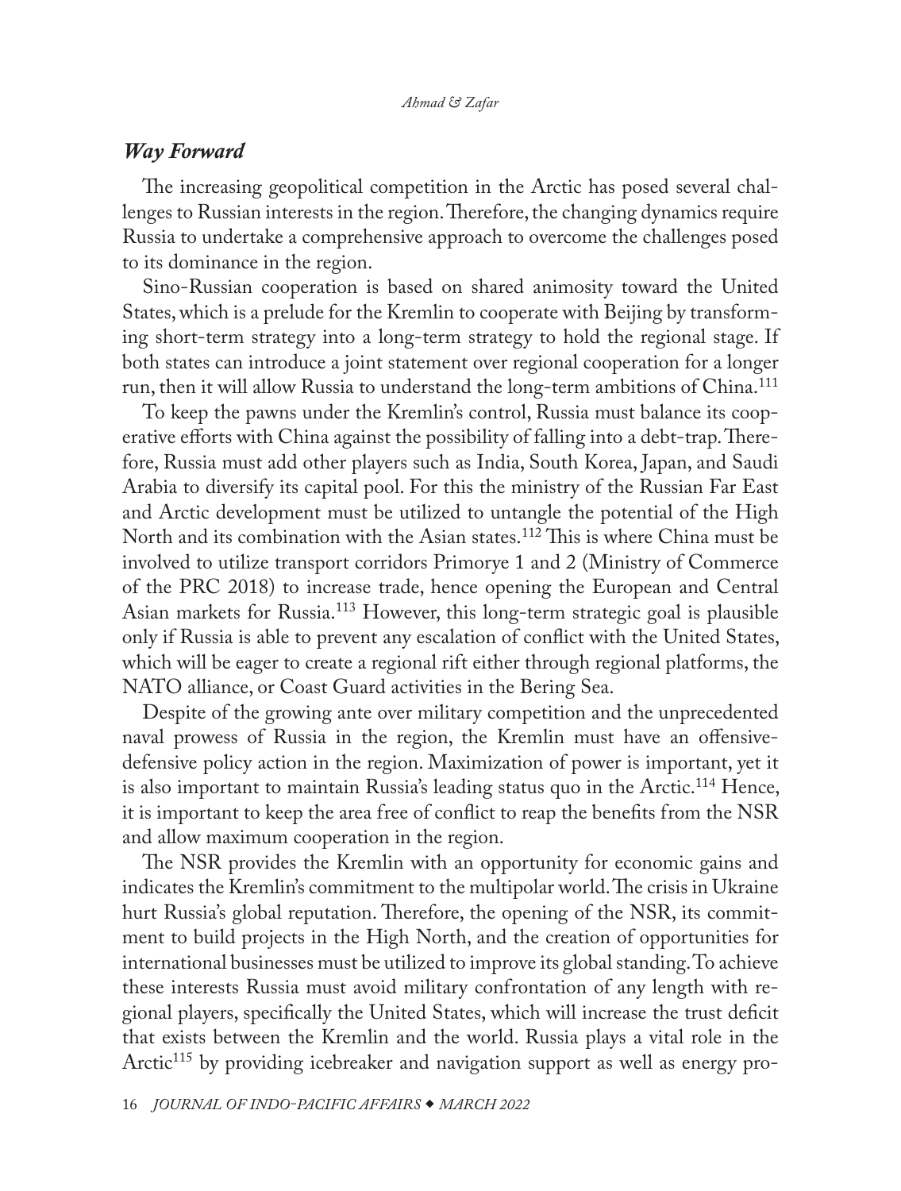## *Way Forward*

The increasing geopolitical competition in the Arctic has posed several challenges to Russian interests in the region. Therefore, the changing dynamics require Russia to undertake a comprehensive approach to overcome the challenges posed to its dominance in the region.

Sino-Russian cooperation is based on shared animosity toward the United States, which is a prelude for the Kremlin to cooperate with Beijing by transforming short-term strategy into a long-term strategy to hold the regional stage. If both states can introduce a joint statement over regional cooperation for a longer run, then it will allow Russia to understand the long-term ambitions of China.[111]

To keep the pawns under the Kremlin's control, Russia must balance its cooperative efforts with China against the possibility of falling into a debt-trap. Therefore, Russia must add other players such as India, South Korea, Japan, and Saudi Arabia to diversify its capital pool. For this the ministry of the Russian Far East and Arctic development must be utilized to untangle the potential of the High North and its combination with the Asian states.[112] This is where China must be involved to utilize transport corridors Primorye 1 and 2 (Ministry of Commerce of the PRC 2018) to increase trade, hence opening the European and Central Asian markets for Russia.[113] However, this long-term strategic goal is plausible only if Russia is able to prevent any escalation of conflict with the United States, which will be eager to create a regional rift either through regional platforms, the NATO alliance, or Coast Guard activities in the Bering Sea.

Despite of the growing ante over military competition and the unprecedented naval prowess of Russia in the region, the Kremlin must have an offensive-defensive policy action in the region. Maximization of power is important, yet it is also important to maintain Russia's leading status quo in the Arctic.[114] Hence, it is important to keep the area free of conflict to reap the benefits from the NSR and allow maximum cooperation in the region.

The NSR provides the Kremlin with an opportunity for economic gains and indicates the Kremlin's commitment to the multipolar world. The crisis in Ukraine hurt Russia's global reputation. Therefore, the opening of the NSR, its commitment to build projects in the High North, and the creation of opportunities for international businesses must be utilized to improve its global standing. To achieve these interests Russia must avoid military confrontation of any length with regional players, specifically the United States, which will increase the trust deficit that exists between the Kremlin and the world. Russia plays a vital role in the Arctic[115] by providing icebreaker and navigation support as well as energy pro-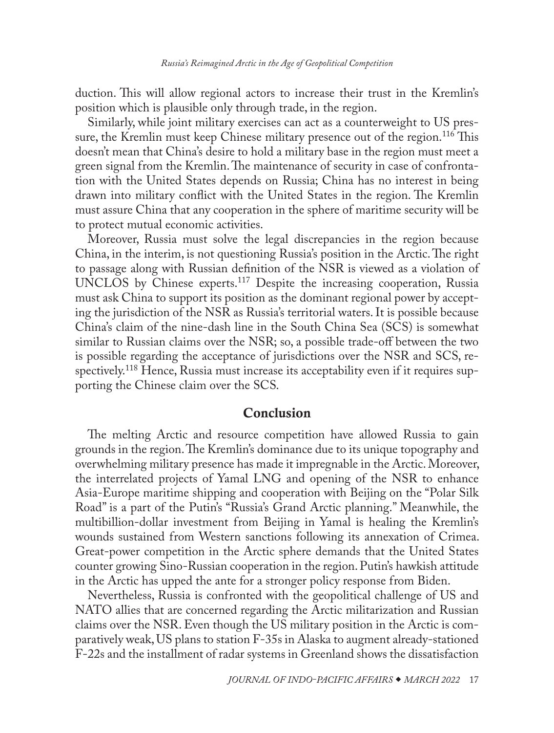duction. This will allow regional actors to increase their trust in the Kremlin's position which is plausible only through trade, in the region.

Similarly, while joint military exercises can act as a counterweight to US pressure, the Kremlin must keep Chinese military presence out of the region.[116] This doesn't mean that China's desire to hold a military base in the region must meet a green signal from the Kremlin. The maintenance of security in case of confrontation with the United States depends on Russia; China has no interest in being drawn into military conflict with the United States in the region. The Kremlin must assure China that any cooperation in the sphere of maritime security will be to protect mutual economic activities.

Moreover, Russia must solve the legal discrepancies in the region because China, in the interim, is not questioning Russia's position in the Arctic. The right to passage along with Russian definition of the NSR is viewed as a violation of UNCLOS by Chinese experts.[117] Despite the increasing cooperation, Russia must ask China to support its position as the dominant regional power by accepting the jurisdiction of the NSR as Russia's territorial waters. It is possible because China's claim of the nine-dash line in the South China Sea (SCS) is somewhat similar to Russian claims over the NSR; so, a possible trade-off between the two is possible regarding the acceptance of jurisdictions over the NSR and SCS, respectively.[118] Hence, Russia must increase its acceptability even if it requires supporting the Chinese claim over the SCS.

## Conclusion

The melting Arctic and resource competition have allowed Russia to gain grounds in the region. The Kremlin's dominance due to its unique topography and overwhelming military presence has made it impregnable in the Arctic. Moreover, the interrelated projects of Yamal LNG and opening of the NSR to enhance Asia-Europe maritime shipping and cooperation with Beijing on the "Polar Silk Road" is a part of the Putin's "Russia's Grand Arctic planning." Meanwhile, the multibillion-dollar investment from Beijing in Yamal is healing the Kremlin's wounds sustained from Western sanctions following its annexation of Crimea. Great-power competition in the Arctic sphere demands that the United States counter growing Sino-Russian cooperation in the region. Putin's hawkish attitude in the Arctic has upped the ante for a stronger policy response from Biden.

Nevertheless, Russia is confronted with the geopolitical challenge of US and NATO allies that are concerned regarding the Arctic militarization and Russian claims over the NSR. Even though the US military position in the Arctic is comparatively weak, US plans to station F-35s in Alaska to augment already-stationed F-22s and the installment of radar systems in Greenland shows the dissatisfaction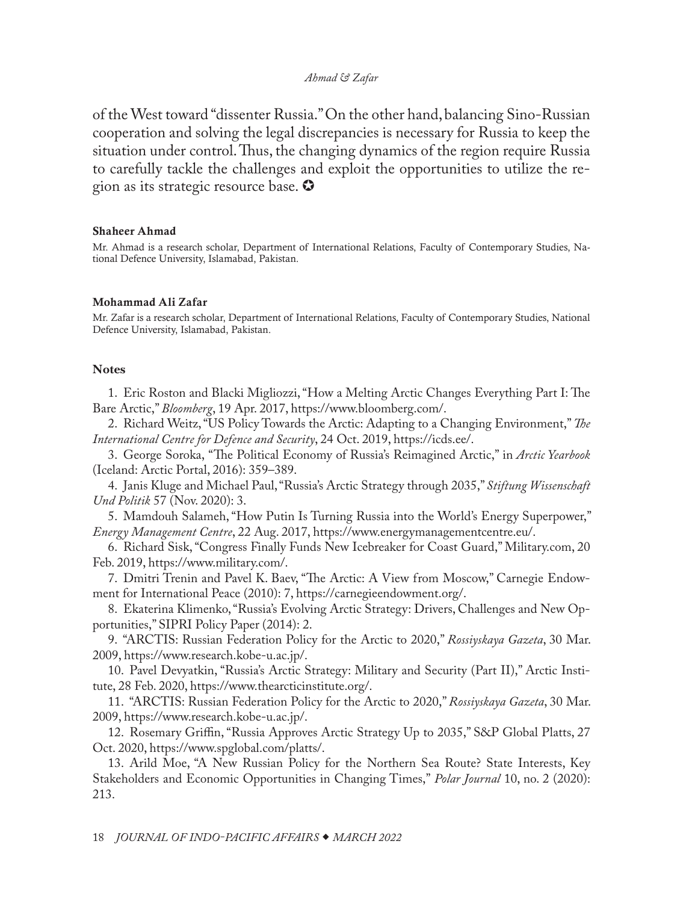of the West toward "dissenter Russia." On the other hand, balancing Sino-Russian cooperation and solving the legal discrepancies is necessary for Russia to keep the situation under control. Thus, the changing dynamics of the region require Russia to carefully tackle the challenges and exploit the opportunities to utilize the region as its strategic resource base. ✪

**Shaheer Ahmad**

Mr. Ahmad is a research scholar, Department of International Relations, Faculty of Contemporary Studies, National Defence University, Islamabad, Pakistan.

**Mohammad Ali Zafar**

Mr. Zafar is a research scholar, Department of International Relations, Faculty of Contemporary Studies, National Defence University, Islamabad, Pakistan.

## Notes

1. Eric Roston and Blacki Migliozzi, "How a Melting Arctic Changes Everything Part I: The Bare Arctic," *Bloomberg*, 19 Apr. 2017, https://www.bloomberg.com/.
2. Richard Weitz, "US Policy Towards the Arctic: Adapting to a Changing Environment," *The International Centre for Defence and Security*, 24 Oct. 2019, https://icds.ee/.
3. George Soroka, "The Political Economy of Russia's Reimagined Arctic," in *Arctic Yearbook* (Iceland: Arctic Portal, 2016): 359–389.
4. Janis Kluge and Michael Paul, "Russia's Arctic Strategy through 2035," *Stiftung Wissenschaft Und Politik* 57 (Nov. 2020): 3.
5. Mamdouh Salameh, "How Putin Is Turning Russia into the World's Energy Superpower," *Energy Management Centre*, 22 Aug. 2017, https://www.energymanagementcentre.eu/.
6. Richard Sisk, "Congress Finally Funds New Icebreaker for Coast Guard," Military.com, 20 Feb. 2019, https://www.military.com/.
7. Dmitri Trenin and Pavel K. Baev, "The Arctic: A View from Moscow," Carnegie Endowment for International Peace (2010): 7, https://carnegieendowment.org/.
8. Ekaterina Klimenko, "Russia's Evolving Arctic Strategy: Drivers, Challenges and New Opportunities," SIPRI Policy Paper (2014): 2.
9. "ARCTIS: Russian Federation Policy for the Arctic to 2020," *Rossiyskaya Gazeta*, 30 Mar. 2009, https://www.research.kobe-u.ac.jp/.
10. Pavel Devyatkin, "Russia's Arctic Strategy: Military and Security (Part II)," Arctic Institute, 28 Feb. 2020, https://www.thearcticinstitute.org/.
11. "ARCTIS: Russian Federation Policy for the Arctic to 2020," *Rossiyskaya Gazeta*, 30 Mar. 2009, https://www.research.kobe-u.ac.jp/.
12. Rosemary Griffin, "Russia Approves Arctic Strategy Up to 2035," S&P Global Platts, 27 Oct. 2020, https://www.spglobal.com/platts/.
13. Arild Moe, "A New Russian Policy for the Northern Sea Route? State Interests, Key Stakeholders and Economic Opportunities in Changing Times," *Polar Journal* 10, no. 2 (2020): 213.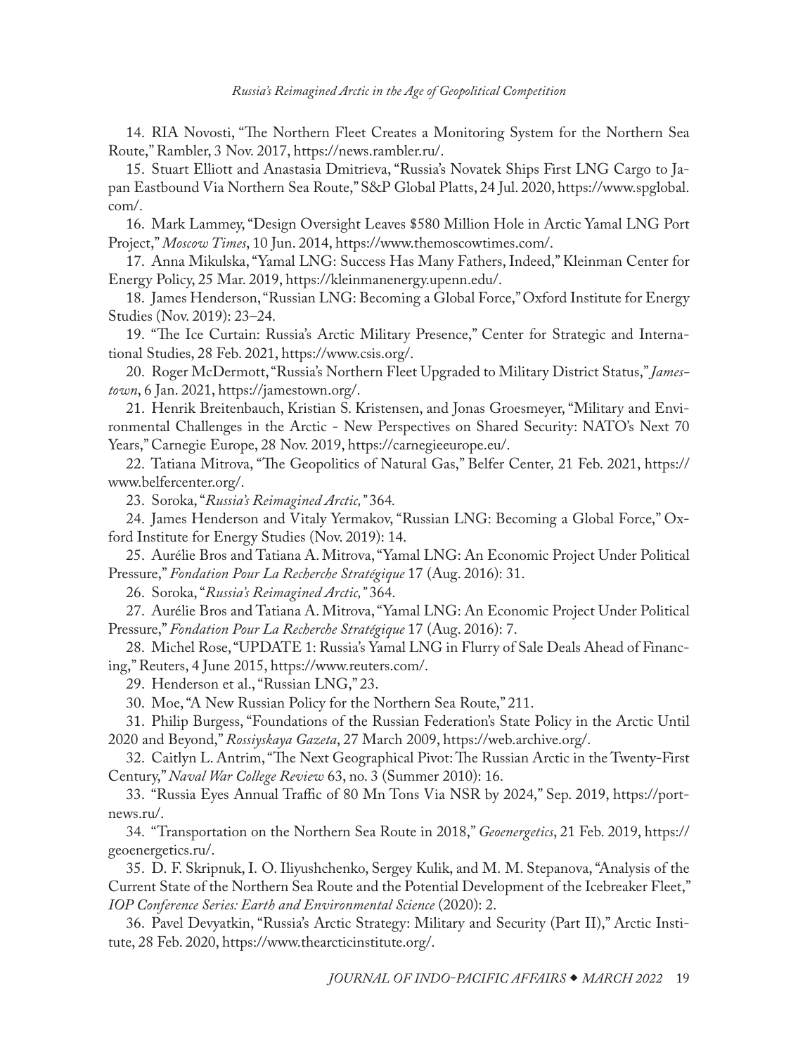14. RIA Novosti, "The Northern Fleet Creates a Monitoring System for the Northern Sea Route," Rambler, 3 Nov. 2017, https://news.rambler.ru/.

15. Stuart Elliott and Anastasia Dmitrieva, "Russia's Novatek Ships First LNG Cargo to Japan Eastbound Via Northern Sea Route," S&P Global Platts, 24 Jul. 2020, https://www.spglobal.com/.

16. Mark Lammey, "Design Oversight Leaves $580 Million Hole in Arctic Yamal LNG Port Project," *Moscow Times*, 10 Jun. 2014, https://www.themoscowtimes.com/.

17. Anna Mikulska, "Yamal LNG: Success Has Many Fathers, Indeed," Kleinman Center for Energy Policy, 25 Mar. 2019, https://kleinmanenergy.upenn.edu/.

18. James Henderson, "Russian LNG: Becoming a Global Force," Oxford Institute for Energy Studies (Nov. 2019): 23–24.

19. "The Ice Curtain: Russia's Arctic Military Presence," Center for Strategic and International Studies, 28 Feb. 2021, https://www.csis.org/.

20. Roger McDermott, "Russia's Northern Fleet Upgraded to Military District Status," *Jamestown*, 6 Jan. 2021, https://jamestown.org/.

21. Henrik Breitenbauch, Kristian S. Kristensen, and Jonas Groesmeyer, "Military and Environmental Challenges in the Arctic - New Perspectives on Shared Security: NATO's Next 70 Years," Carnegie Europe, 28 Nov. 2019, https://carnegieeurope.eu/.

22. Tatiana Mitrova, "The Geopolitics of Natural Gas," Belfer Center, 21 Feb. 2021, https://www.belfercenter.org/.

23. Soroka, "*Russia's Reimagined Arctic,*" 364.

24. James Henderson and Vitaly Yermakov, "Russian LNG: Becoming a Global Force," Oxford Institute for Energy Studies (Nov. 2019): 14.

25. Aurélie Bros and Tatiana A. Mitrova, "Yamal LNG: An Economic Project Under Political Pressure," *Fondation Pour La Recherche Stratégique* 17 (Aug. 2016): 31.

26. Soroka, "*Russia's Reimagined Arctic,*" 364.

27. Aurélie Bros and Tatiana A. Mitrova, "Yamal LNG: An Economic Project Under Political Pressure," *Fondation Pour La Recherche Stratégique* 17 (Aug. 2016): 7.

28. Michel Rose, "UPDATE 1: Russia's Yamal LNG in Flurry of Sale Deals Ahead of Financing," Reuters, 4 June 2015, https://www.reuters.com/.

29. Henderson et al., "Russian LNG," 23.

30. Moe, "A New Russian Policy for the Northern Sea Route," 211.

31. Philip Burgess, "Foundations of the Russian Federation's State Policy in the Arctic Until 2020 and Beyond," *Rossiyskaya Gazeta*, 27 March 2009, https://web.archive.org/.

32. Caitlyn L. Antrim, "The Next Geographical Pivot: The Russian Arctic in the Twenty-First Century," *Naval War College Review* 63, no. 3 (Summer 2010): 16.

33. "Russia Eyes Annual Traffic of 80 Mn Tons Via NSR by 2024," Sep. 2019, https://portnews.ru/.

34. "Transportation on the Northern Sea Route in 2018," *Geoenergetics*, 21 Feb. 2019, https://geoenergetics.ru/.

35. D. F. Skripnuk, I. O. Iliyushchenko, Sergey Kulik, and M. M. Stepanova, "Analysis of the Current State of the Northern Sea Route and the Potential Development of the Icebreaker Fleet," *IOP Conference Series: Earth and Environmental Science* (2020): 2.

36. Pavel Devyatkin, "Russia's Arctic Strategy: Military and Security (Part II)," Arctic Institute, 28 Feb. 2020, https://www.thearcticinstitute.org/.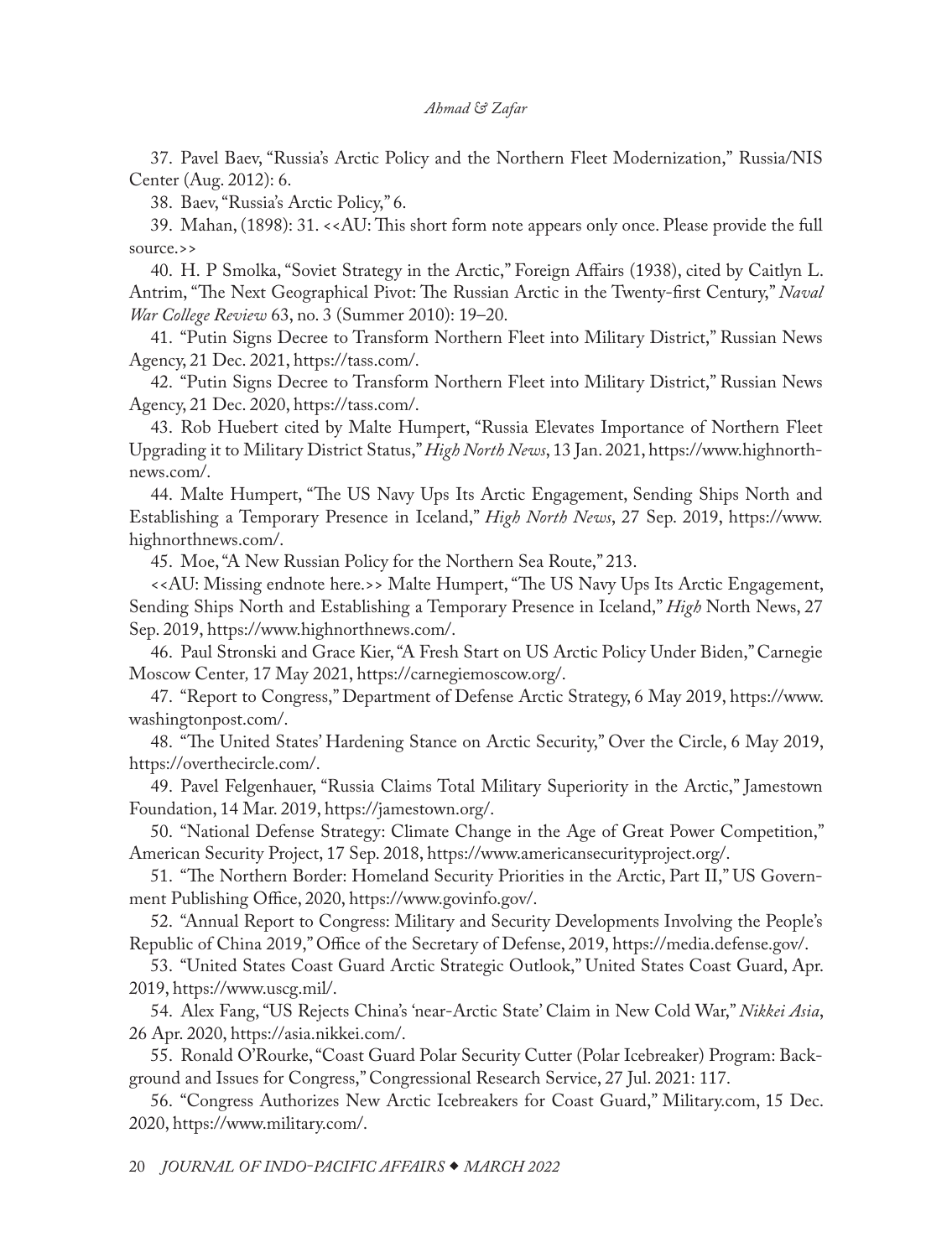37. Pavel Baev, "Russia's Arctic Policy and the Northern Fleet Modernization," Russia/NIS Center (Aug. 2012): 6.

38. Baev, "Russia's Arctic Policy," 6.

39. Mahan, (1898): 31. <<AU: This short form note appears only once. Please provide the full source.>>

40. H. P Smolka, "Soviet Strategy in the Arctic," Foreign Affairs (1938), cited by Caitlyn L. Antrim, "The Next Geographical Pivot: The Russian Arctic in the Twenty-first Century," *Naval War College Review* 63, no. 3 (Summer 2010): 19–20.

41. "Putin Signs Decree to Transform Northern Fleet into Military District," Russian News Agency, 21 Dec. 2021, https://tass.com/.

42. "Putin Signs Decree to Transform Northern Fleet into Military District," Russian News Agency, 21 Dec. 2020, https://tass.com/.

43. Rob Huebert cited by Malte Humpert, "Russia Elevates Importance of Northern Fleet Upgrading it to Military District Status," *High North News*, 13 Jan. 2021, https://www.highnorthnews.com/.

44. Malte Humpert, "The US Navy Ups Its Arctic Engagement, Sending Ships North and Establishing a Temporary Presence in Iceland," *High North News*, 27 Sep. 2019, https://www.highnorthnews.com/.

45. Moe, "A New Russian Policy for the Northern Sea Route," 213.

<<AU: Missing endnote here.>> Malte Humpert, "The US Navy Ups Its Arctic Engagement, Sending Ships North and Establishing a Temporary Presence in Iceland," *High* North News, 27 Sep. 2019, https://www.highnorthnews.com/.

46. Paul Stronski and Grace Kier, "A Fresh Start on US Arctic Policy Under Biden," Carnegie Moscow Center, 17 May 2021, https://carnegiemoscow.org/.

47. "Report to Congress," Department of Defense Arctic Strategy, 6 May 2019, https://www.washingtonpost.com/.

48. "The United States' Hardening Stance on Arctic Security," Over the Circle, 6 May 2019, https://overthecircle.com/.

49. Pavel Felgenhauer, "Russia Claims Total Military Superiority in the Arctic," Jamestown Foundation, 14 Mar. 2019, https://jamestown.org/.

50. "National Defense Strategy: Climate Change in the Age of Great Power Competition," American Security Project, 17 Sep. 2018, https://www.americansecurityproject.org/.

51. "The Northern Border: Homeland Security Priorities in the Arctic, Part II," US Government Publishing Office, 2020, https://www.govinfo.gov/.

52. "Annual Report to Congress: Military and Security Developments Involving the People's Republic of China 2019," Office of the Secretary of Defense, 2019, https://media.defense.gov/.

53. "United States Coast Guard Arctic Strategic Outlook," United States Coast Guard, Apr. 2019, https://www.uscg.mil/.

54. Alex Fang, "US Rejects China's 'near-Arctic State' Claim in New Cold War," *Nikkei Asia*, 26 Apr. 2020, https://asia.nikkei.com/.

55. Ronald O'Rourke, "Coast Guard Polar Security Cutter (Polar Icebreaker) Program: Background and Issues for Congress," Congressional Research Service, 27 Jul. 2021: 117.

56. "Congress Authorizes New Arctic Icebreakers for Coast Guard," Military.com, 15 Dec. 2020, https://www.military.com/.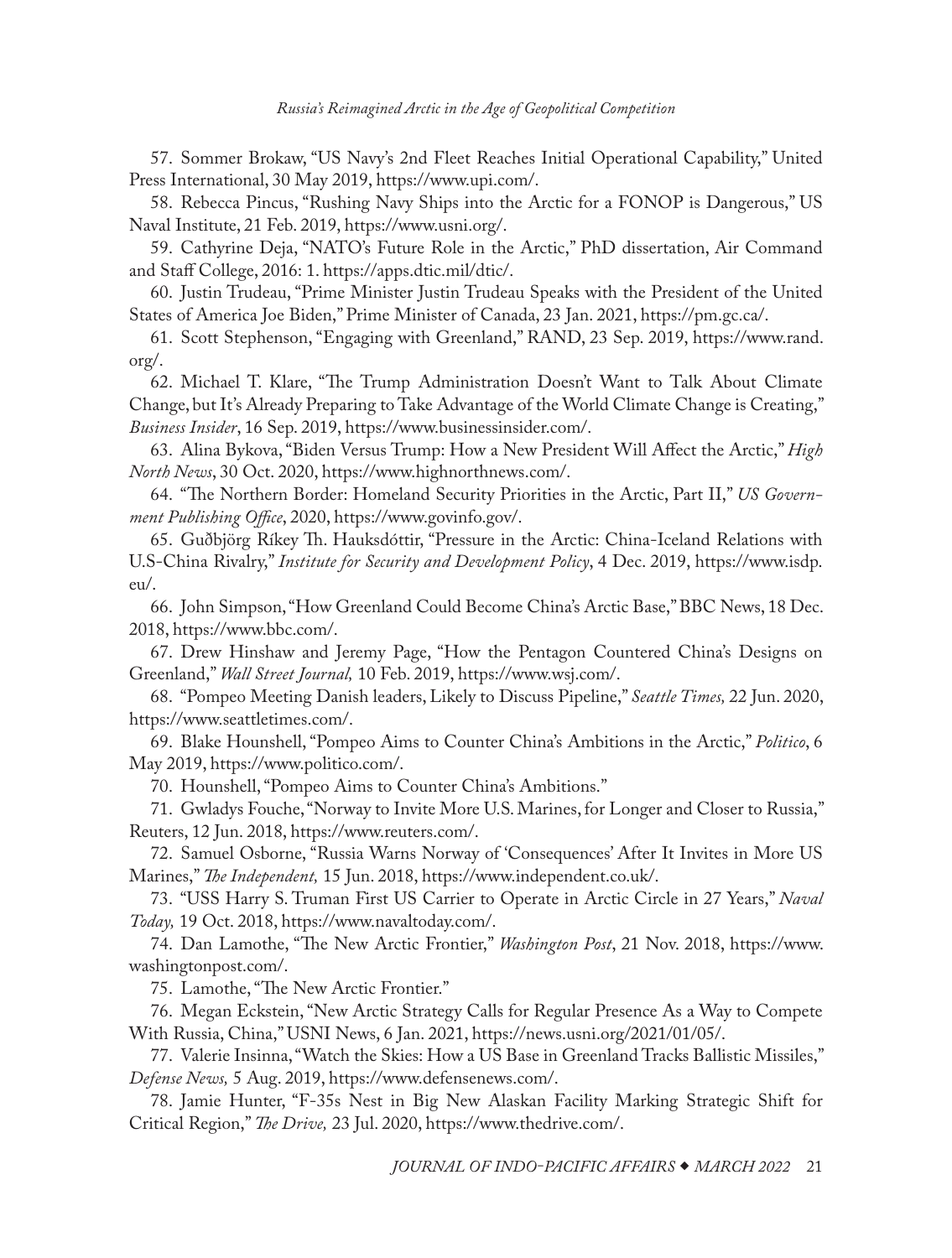57. Sommer Brokaw, "US Navy's 2nd Fleet Reaches Initial Operational Capability," United Press International, 30 May 2019, https://www.upi.com/.

58. Rebecca Pincus, "Rushing Navy Ships into the Arctic for a FONOP is Dangerous," US Naval Institute, 21 Feb. 2019, https://www.usni.org/.

59. Cathyrine Deja, "NATO's Future Role in the Arctic," PhD dissertation, Air Command and Staff College, 2016: 1. https://apps.dtic.mil/dtic/.

60. Justin Trudeau, "Prime Minister Justin Trudeau Speaks with the President of the United States of America Joe Biden," Prime Minister of Canada, 23 Jan. 2021, https://pm.gc.ca/.

61. Scott Stephenson, "Engaging with Greenland," RAND, 23 Sep. 2019, https://www.rand.org/.

62. Michael T. Klare, "The Trump Administration Doesn't Want to Talk About Climate Change, but It's Already Preparing to Take Advantage of the World Climate Change is Creating," *Business Insider*, 16 Sep. 2019, https://www.businessinsider.com/.

63. Alina Bykova, "Biden Versus Trump: How a New President Will Affect the Arctic," *High North News*, 30 Oct. 2020, https://www.highnorthnews.com/.

64. "The Northern Border: Homeland Security Priorities in the Arctic, Part II," *US Government Publishing Office*, 2020, https://www.govinfo.gov/.

65. Guðbjörg Ríkey Th. Hauksdóttir, "Pressure in the Arctic: China-Iceland Relations with U.S-China Rivalry," *Institute for Security and Development Policy*, 4 Dec. 2019, https://www.isdp.eu/.

66. John Simpson, "How Greenland Could Become China's Arctic Base," BBC News, 18 Dec. 2018, https://www.bbc.com/.

67. Drew Hinshaw and Jeremy Page, "How the Pentagon Countered China's Designs on Greenland," *Wall Street Journal,* 10 Feb. 2019, https://www.wsj.com/.

68. "Pompeo Meeting Danish leaders, Likely to Discuss Pipeline," *Seattle Times,* 22 Jun. 2020, https://www.seattletimes.com/.

69. Blake Hounshell, "Pompeo Aims to Counter China's Ambitions in the Arctic," *Politico*, 6 May 2019, https://www.politico.com/.

70. Hounshell, "Pompeo Aims to Counter China's Ambitions."

71. Gwladys Fouche, "Norway to Invite More U.S. Marines, for Longer and Closer to Russia," Reuters, 12 Jun. 2018, https://www.reuters.com/.

72. Samuel Osborne, "Russia Warns Norway of 'Consequences' After It Invites in More US Marines," *The Independent,* 15 Jun. 2018, https://www.independent.co.uk/.

73. "USS Harry S. Truman First US Carrier to Operate in Arctic Circle in 27 Years," *Naval Today,* 19 Oct. 2018, https://www.navaltoday.com/.

74. Dan Lamothe, "The New Arctic Frontier," *Washington Post*, 21 Nov. 2018, https://www.washingtonpost.com/.

75. Lamothe, "The New Arctic Frontier."

76. Megan Eckstein, "New Arctic Strategy Calls for Regular Presence As a Way to Compete With Russia, China," USNI News, 6 Jan. 2021, https://news.usni.org/2021/01/05/.

77. Valerie Insinna, "Watch the Skies: How a US Base in Greenland Tracks Ballistic Missiles," *Defense News,* 5 Aug. 2019, https://www.defensenews.com/.

78. Jamie Hunter, "F-35s Nest in Big New Alaskan Facility Marking Strategic Shift for Critical Region," *The Drive,* 23 Jul. 2020, https://www.thedrive.com/.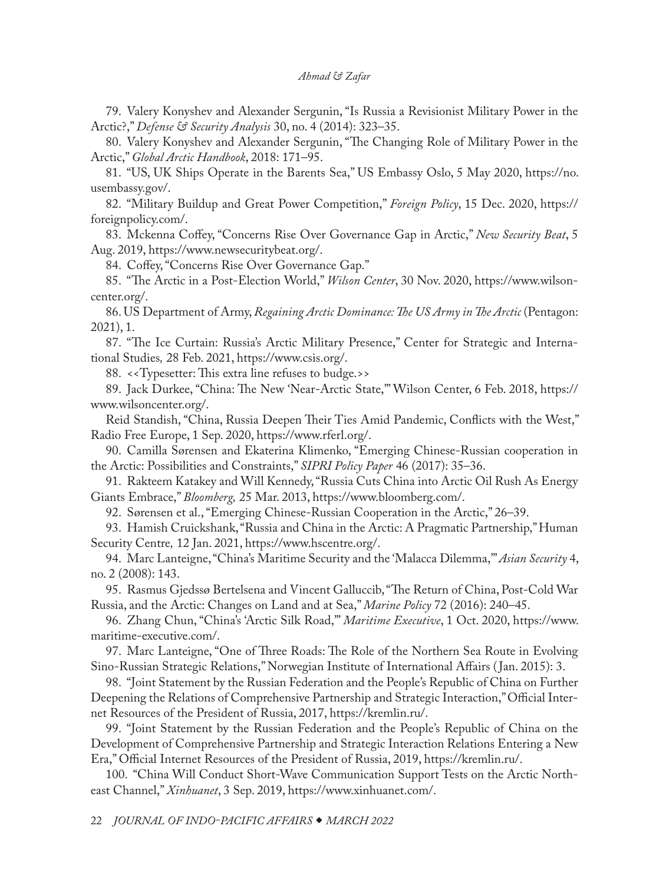79. Valery Konyshev and Alexander Sergunin, "Is Russia a Revisionist Military Power in the Arctic?," *Defense & Security Analysis* 30, no. 4 (2014): 323–35.

80. Valery Konyshev and Alexander Sergunin, "The Changing Role of Military Power in the Arctic," *Global Arctic Handbook*, 2018: 171–95.

81. "US, UK Ships Operate in the Barents Sea," US Embassy Oslo, 5 May 2020, https://no.usembassy.gov/.

82. "Military Buildup and Great Power Competition," *Foreign Policy*, 15 Dec. 2020, https://foreignpolicy.com/.

83. Mckenna Coffey, "Concerns Rise Over Governance Gap in Arctic," *New Security Beat*, 5 Aug. 2019, https://www.newsecuritybeat.org/.

84. Coffey, "Concerns Rise Over Governance Gap."

85. "The Arctic in a Post-Election World," *Wilson Center*, 30 Nov. 2020, https://www.wilsoncenter.org/.

86. US Department of Army, *Regaining Arctic Dominance: The US Army in The Arctic* (Pentagon: 2021), 1.

87. "The Ice Curtain: Russia's Arctic Military Presence," Center for Strategic and International Studies*,* 28 Feb. 2021, https://www.csis.org/.

88. <<Typesetter: This extra line refuses to budge.>>

89. Jack Durkee, "China: The New 'Near-Arctic State,'" Wilson Center, 6 Feb. 2018, https://www.wilsoncenter.org/.

Reid Standish, "China, Russia Deepen Their Ties Amid Pandemic, Conflicts with the West," Radio Free Europe, 1 Sep. 2020, https://www.rferl.org/.

90. Camilla Sørensen and Ekaterina Klimenko, "Emerging Chinese-Russian cooperation in the Arctic: Possibilities and Constraints," *SIPRI Policy Paper* 46 (2017): 35–36.

91. Rakteem Katakey and Will Kennedy, "Russia Cuts China into Arctic Oil Rush As Energy Giants Embrace," *Bloomberg,* 25 Mar. 2013, https://www.bloomberg.com/.

92. Sørensen et al., "Emerging Chinese-Russian Cooperation in the Arctic," 26–39.

93. Hamish Cruickshank, "Russia and China in the Arctic: A Pragmatic Partnership," Human Security Centre*,* 12 Jan. 2021, https://www.hscentre.org/.

94. Marc Lanteigne, "China's Maritime Security and the 'Malacca Dilemma,'" *Asian Security* 4, no. 2 (2008): 143.

95. Rasmus Gjedssø Bertelsena and Vincent Galluccib, "The Return of China, Post-Cold War Russia, and the Arctic: Changes on Land and at Sea," *Marine Policy* 72 (2016): 240–45.

96. Zhang Chun, "China's 'Arctic Silk Road,'" *Maritime Executive*, 1 Oct. 2020, https://www.maritime-executive.com/.

97. Marc Lanteigne, "One of Three Roads: The Role of the Northern Sea Route in Evolving Sino-Russian Strategic Relations," Norwegian Institute of International Affairs (Jan. 2015): 3.

98. "Joint Statement by the Russian Federation and the People's Republic of China on Further Deepening the Relations of Comprehensive Partnership and Strategic Interaction," Official Internet Resources of the President of Russia, 2017, https://kremlin.ru/.

99. "Joint Statement by the Russian Federation and the People's Republic of China on the Development of Comprehensive Partnership and Strategic Interaction Relations Entering a New Era," Official Internet Resources of the President of Russia, 2019, https://kremlin.ru/.

100. "China Will Conduct Short-Wave Communication Support Tests on the Arctic Northeast Channel," *Xinhuanet*, 3 Sep. 2019, https://www.xinhuanet.com/.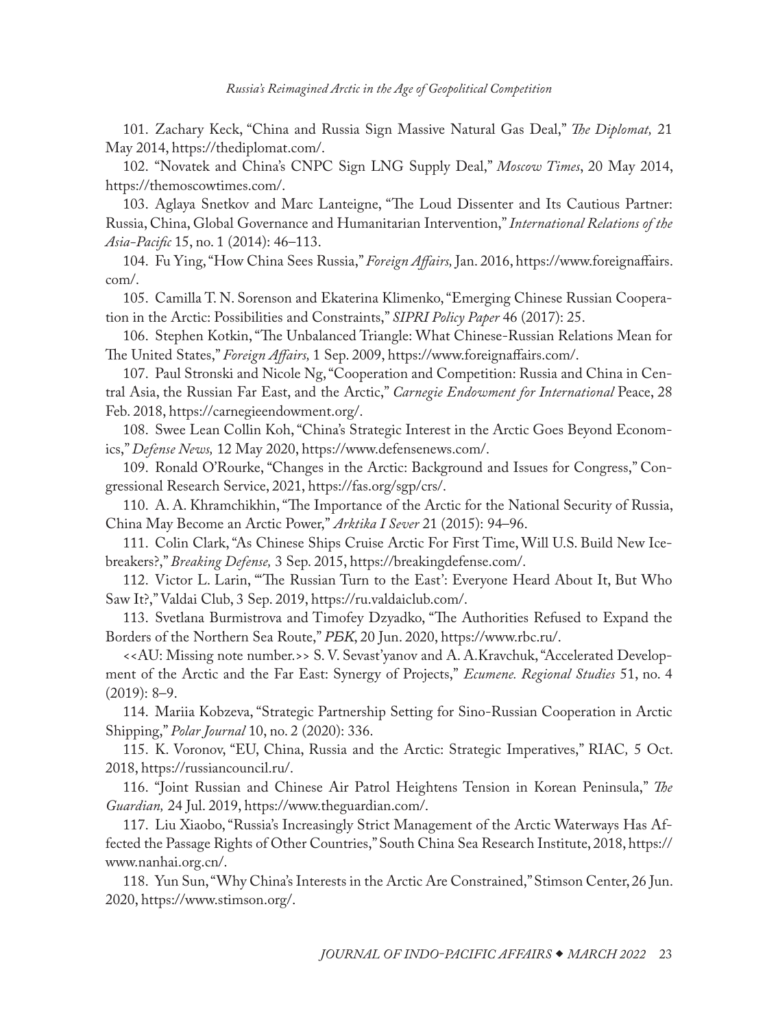101. Zachary Keck, "China and Russia Sign Massive Natural Gas Deal," *The Diplomat,* 21 May 2014, https://thediplomat.com/.

102. "Novatek and China's CNPC Sign LNG Supply Deal," *Moscow Times*, 20 May 2014, https://themoscowtimes.com/.

103. Aglaya Snetkov and Marc Lanteigne, "The Loud Dissenter and Its Cautious Partner: Russia, China, Global Governance and Humanitarian Intervention," *International Relations of the Asia-Pacific* 15, no. 1 (2014): 46–113.

104. Fu Ying, "How China Sees Russia," *Foreign Affairs,* Jan. 2016, https://www.foreignaffairs.com/.

105. Camilla T. N. Sorenson and Ekaterina Klimenko, "Emerging Chinese Russian Cooperation in the Arctic: Possibilities and Constraints," *SIPRI Policy Paper* 46 (2017): 25.

106. Stephen Kotkin, "The Unbalanced Triangle: What Chinese-Russian Relations Mean for The United States," *Foreign Affairs,* 1 Sep. 2009, https://www.foreignaffairs.com/.

107. Paul Stronski and Nicole Ng, "Cooperation and Competition: Russia and China in Central Asia, the Russian Far East, and the Arctic," *Carnegie Endowment for International* Peace, 28 Feb. 2018, https://carnegieendowment.org/.

108. Swee Lean Collin Koh, "China's Strategic Interest in the Arctic Goes Beyond Economics," *Defense News,* 12 May 2020, https://www.defensenews.com/.

109. Ronald O'Rourke, "Changes in the Arctic: Background and Issues for Congress," Congressional Research Service, 2021, https://fas.org/sgp/crs/.

110. A. A. Khramchikhin, "The Importance of the Arctic for the National Security of Russia, China May Become an Arctic Power," *Arktika I Sever* 21 (2015): 94–96.

111. Colin Clark, "As Chinese Ships Cruise Arctic For First Time, Will U.S. Build New Icebreakers?," *Breaking Defense,* 3 Sep. 2015, https://breakingdefense.com/.

112. Victor L. Larin, "'The Russian Turn to the East': Everyone Heard About It, But Who Saw It?," Valdai Club, 3 Sep. 2019, https://ru.valdaiclub.com/.

113. Svetlana Burmistrova and Timofey Dzyadko, "The Authorities Refused to Expand the Borders of the Northern Sea Route," *РБК*, 20 Jun. 2020, https://www.rbc.ru/.

<<AU: Missing note number.>> S. V. Sevast'yanov and A. A.Kravchuk, "Accelerated Development of the Arctic and the Far East: Synergy of Projects," *Ecumene. Regional Studies* 51, no. 4 (2019): 8–9.

114. Mariia Kobzeva, "Strategic Partnership Setting for Sino-Russian Cooperation in Arctic Shipping," *Polar Journal* 10, no. 2 (2020): 336.

115. K. Voronov, "EU, China, Russia and the Arctic: Strategic Imperatives," RIAC*,* 5 Oct. 2018, https://russiancouncil.ru/.

116. "Joint Russian and Chinese Air Patrol Heightens Tension in Korean Peninsula," *The Guardian,* 24 Jul. 2019, https://www.theguardian.com/.

117. Liu Xiaobo, "Russia's Increasingly Strict Management of the Arctic Waterways Has Affected the Passage Rights of Other Countries," South China Sea Research Institute, 2018, https://www.nanhai.org.cn/.

118. Yun Sun, "Why China's Interests in the Arctic Are Constrained," Stimson Center, 26 Jun. 2020, https://www.stimson.org/.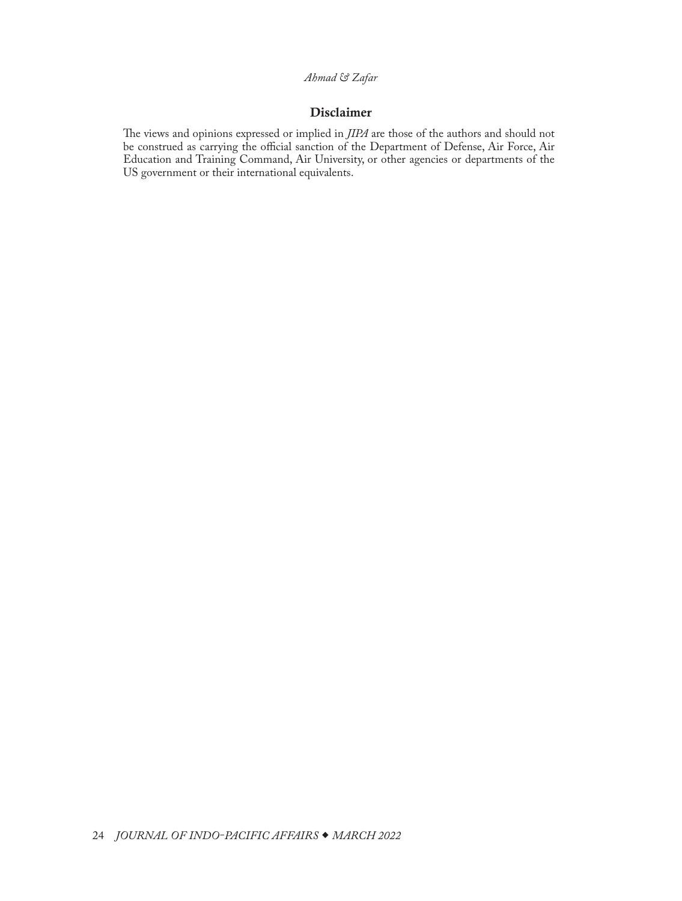## Disclaimer

The views and opinions expressed or implied in *JIPA* are those of the authors and should not be construed as carrying the official sanction of the Department of Defense, Air Force, Air Education and Training Command, Air University, or other agencies or departments of the US government or their international equivalents.